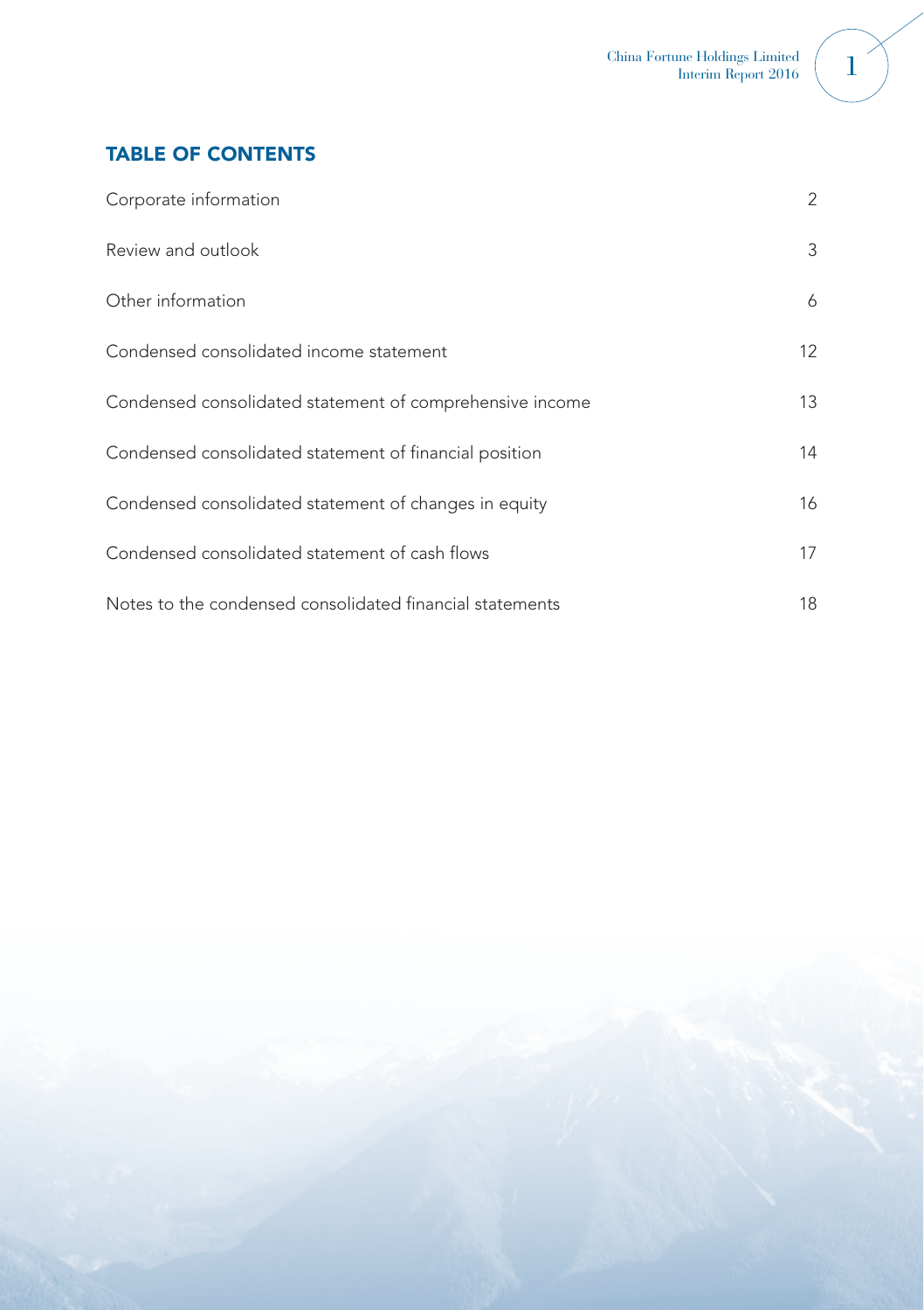## TABLE OF CONTENTS

| | |
|---|---|
| Corporate information | 2 |
| Review and outlook | 3 |
| Other information | 6 |
| Condensed consolidated income statement | 12 |
| Condensed consolidated statement of comprehensive income | 13 |
| Condensed consolidated statement of financial position | 14 |
| Condensed consolidated statement of changes in equity | 16 |
| Condensed consolidated statement of cash flows | 17 |
| Notes to the condensed consolidated financial statements | 18 |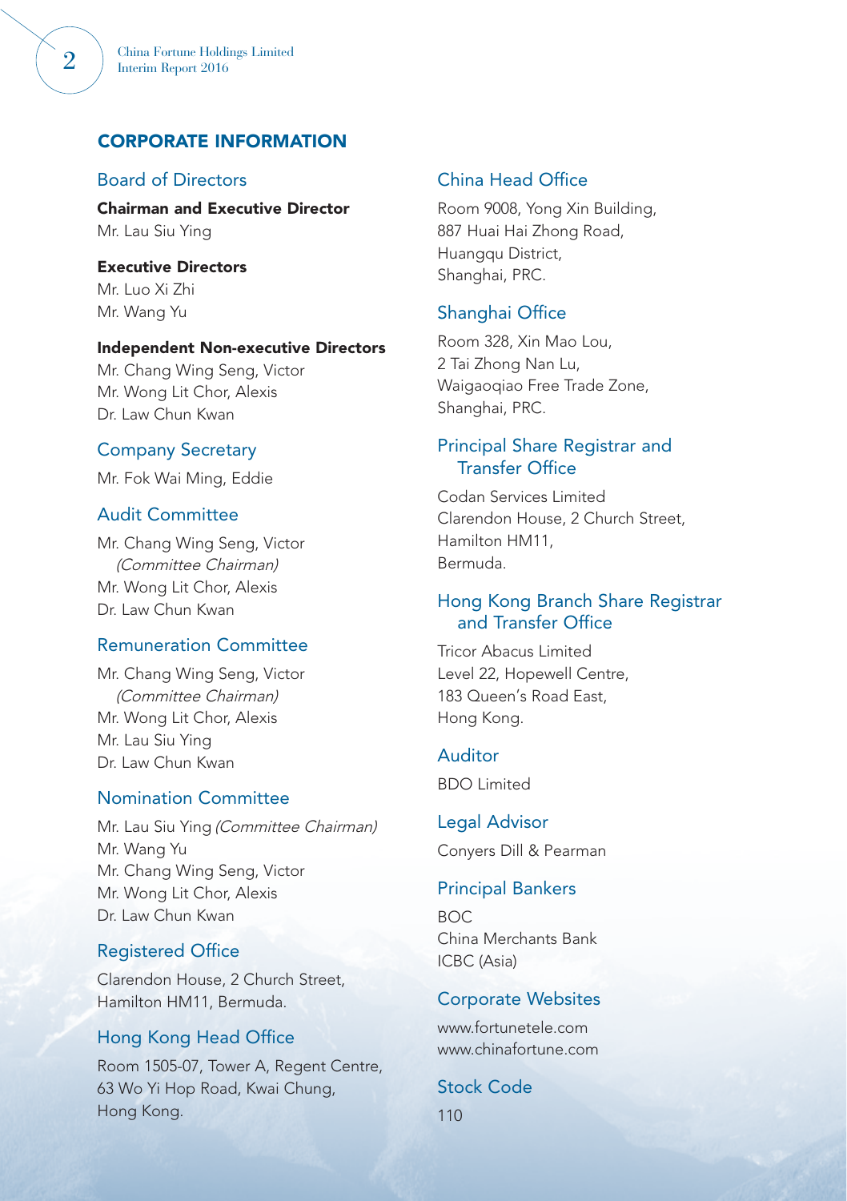# CORPORATE INFORMATION

## Board of Directors

**Chairman and Executive Director**
Mr. Lau Siu Ying

**Executive Directors**
Mr. Luo Xi Zhi
Mr. Wang Yu

**Independent Non-executive Directors**
Mr. Chang Wing Seng, Victor
Mr. Wong Lit Chor, Alexis
Dr. Law Chun Kwan

## Company Secretary

Mr. Fok Wai Ming, Eddie

## Audit Committee

Mr. Chang Wing Seng, Victor *(Committee Chairman)*
Mr. Wong Lit Chor, Alexis
Dr. Law Chun Kwan

## Remuneration Committee

Mr. Chang Wing Seng, Victor *(Committee Chairman)*
Mr. Wong Lit Chor, Alexis
Mr. Lau Siu Ying
Dr. Law Chun Kwan

## Nomination Committee

Mr. Lau Siu Ying *(Committee Chairman)*
Mr. Wang Yu
Mr. Chang Wing Seng, Victor
Mr. Wong Lit Chor, Alexis
Dr. Law Chun Kwan

## Registered Office

Clarendon House, 2 Church Street,
Hamilton HM11, Bermuda.

## Hong Kong Head Office

Room 1505-07, Tower A, Regent Centre,
63 Wo Yi Hop Road, Kwai Chung,
Hong Kong.

## China Head Office

Room 9008, Yong Xin Building,
887 Huai Hai Zhong Road,
Huangqu District,
Shanghai, PRC.

## Shanghai Office

Room 328, Xin Mao Lou,
2 Tai Zhong Nan Lu,
Waigaoqiao Free Trade Zone,
Shanghai, PRC.

## Principal Share Registrar and Transfer Office

Codan Services Limited
Clarendon House, 2 Church Street,
Hamilton HM11,
Bermuda.

## Hong Kong Branch Share Registrar and Transfer Office

Tricor Abacus Limited
Level 22, Hopewell Centre,
183 Queen's Road East,
Hong Kong.

## Auditor

BDO Limited

## Legal Advisor

Conyers Dill & Pearman

## Principal Bankers

BOC
China Merchants Bank
ICBC (Asia)

## Corporate Websites

www.fortunetele.com
www.chinafortune.com

## Stock Code

110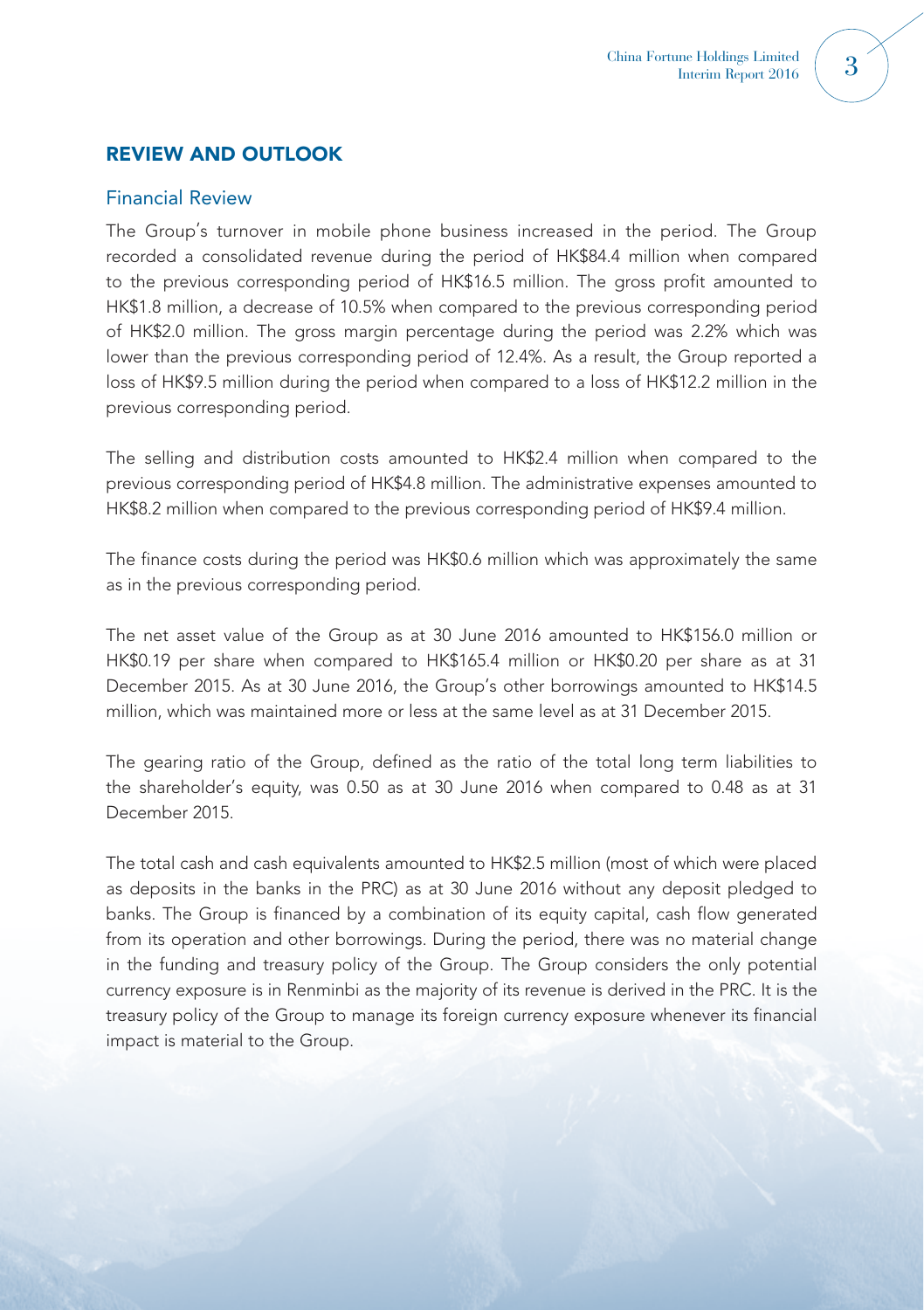## REVIEW AND OUTLOOK

### Financial Review

The Group's turnover in mobile phone business increased in the period. The Group recorded a consolidated revenue during the period of HK$84.4 million when compared to the previous corresponding period of HK$16.5 million. The gross profit amounted to HK$1.8 million, a decrease of 10.5% when compared to the previous corresponding period of HK$2.0 million. The gross margin percentage during the period was 2.2% which was lower than the previous corresponding period of 12.4%. As a result, the Group reported a loss of HK$9.5 million during the period when compared to a loss of HK$12.2 million in the previous corresponding period.

The selling and distribution costs amounted to HK$2.4 million when compared to the previous corresponding period of HK$4.8 million. The administrative expenses amounted to HK$8.2 million when compared to the previous corresponding period of HK$9.4 million.

The finance costs during the period was HK$0.6 million which was approximately the same as in the previous corresponding period.

The net asset value of the Group as at 30 June 2016 amounted to HK$156.0 million or HK$0.19 per share when compared to HK$165.4 million or HK$0.20 per share as at 31 December 2015. As at 30 June 2016, the Group's other borrowings amounted to HK$14.5 million, which was maintained more or less at the same level as at 31 December 2015.

The gearing ratio of the Group, defined as the ratio of the total long term liabilities to the shareholder's equity, was 0.50 as at 30 June 2016 when compared to 0.48 as at 31 December 2015.

The total cash and cash equivalents amounted to HK$2.5 million (most of which were placed as deposits in the banks in the PRC) as at 30 June 2016 without any deposit pledged to banks. The Group is financed by a combination of its equity capital, cash flow generated from its operation and other borrowings. During the period, there was no material change in the funding and treasury policy of the Group. The Group considers the only potential currency exposure is in Renminbi as the majority of its revenue is derived in the PRC. It is the treasury policy of the Group to manage its foreign currency exposure whenever its financial impact is material to the Group.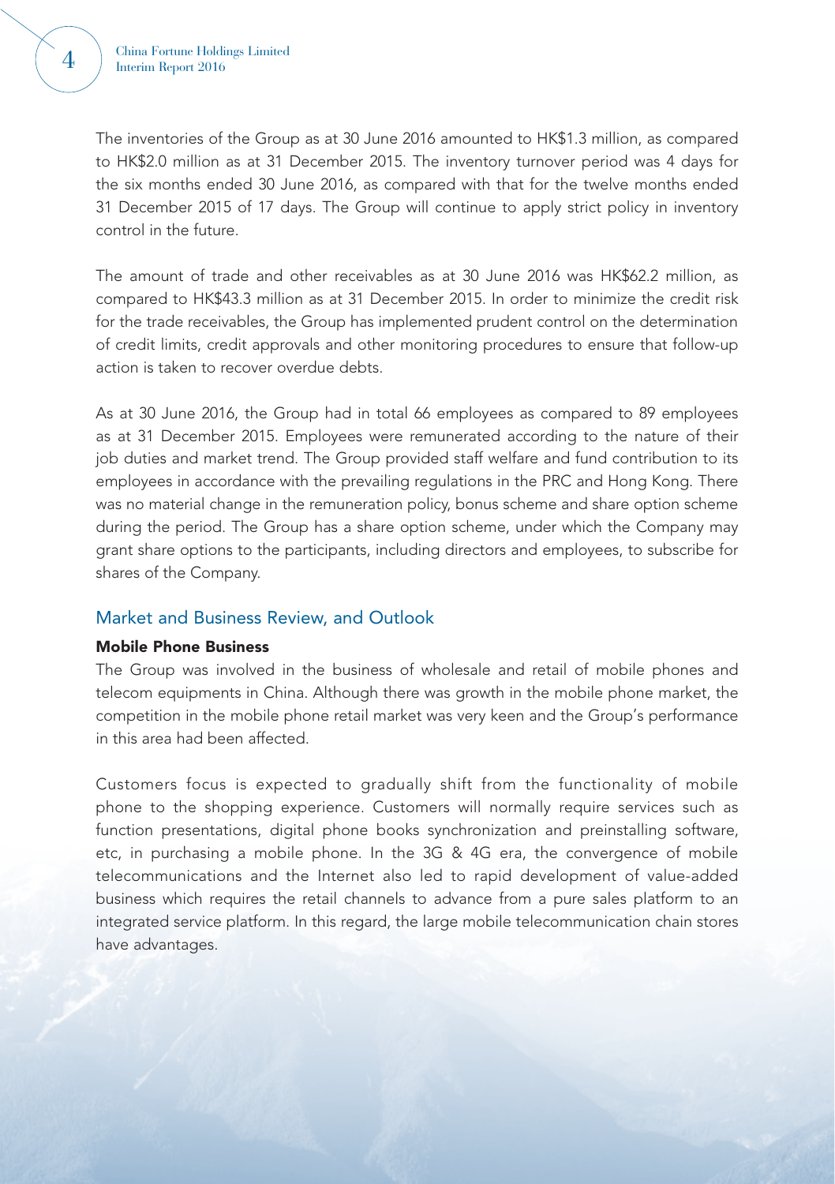The inventories of the Group as at 30 June 2016 amounted to HK$1.3 million, as compared to HK$2.0 million as at 31 December 2015. The inventory turnover period was 4 days for the six months ended 30 June 2016, as compared with that for the twelve months ended 31 December 2015 of 17 days. The Group will continue to apply strict policy in inventory control in the future.

The amount of trade and other receivables as at 30 June 2016 was HK$62.2 million, as compared to HK$43.3 million as at 31 December 2015. In order to minimize the credit risk for the trade receivables, the Group has implemented prudent control on the determination of credit limits, credit approvals and other monitoring procedures to ensure that follow-up action is taken to recover overdue debts.

As at 30 June 2016, the Group had in total 66 employees as compared to 89 employees as at 31 December 2015. Employees were remunerated according to the nature of their job duties and market trend. The Group provided staff welfare and fund contribution to its employees in accordance with the prevailing regulations in the PRC and Hong Kong. There was no material change in the remuneration policy, bonus scheme and share option scheme during the period. The Group has a share option scheme, under which the Company may grant share options to the participants, including directors and employees, to subscribe for shares of the Company.

## Market and Business Review, and Outlook

### Mobile Phone Business

The Group was involved in the business of wholesale and retail of mobile phones and telecom equipments in China. Although there was growth in the mobile phone market, the competition in the mobile phone retail market was very keen and the Group's performance in this area had been affected.

Customers focus is expected to gradually shift from the functionality of mobile phone to the shopping experience. Customers will normally require services such as function presentations, digital phone books synchronization and preinstalling software, etc, in purchasing a mobile phone. In the 3G & 4G era, the convergence of mobile telecommunications and the Internet also led to rapid development of value-added business which requires the retail channels to advance from a pure sales platform to an integrated service platform. In this regard, the large mobile telecommunication chain stores have advantages.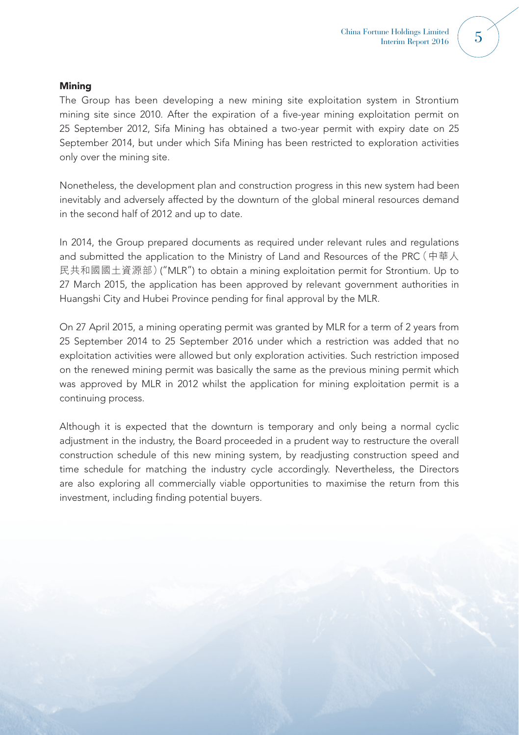### Mining

The Group has been developing a new mining site exploitation system in Strontium mining site since 2010. After the expiration of a five-year mining exploitation permit on 25 September 2012, Sifa Mining has obtained a two-year permit with expiry date on 25 September 2014, but under which Sifa Mining has been restricted to exploration activities only over the mining site.

Nonetheless, the development plan and construction progress in this new system had been inevitably and adversely affected by the downturn of the global mineral resources demand in the second half of 2012 and up to date.

In 2014, the Group prepared documents as required under relevant rules and regulations and submitted the application to the Ministry of Land and Resources of the PRC（中華人民共和國國土資源部）("MLR") to obtain a mining exploitation permit for Strontium. Up to 27 March 2015, the application has been approved by relevant government authorities in Huangshi City and Hubei Province pending for final approval by the MLR.

On 27 April 2015, a mining operating permit was granted by MLR for a term of 2 years from 25 September 2014 to 25 September 2016 under which a restriction was added that no exploitation activities were allowed but only exploration activities. Such restriction imposed on the renewed mining permit was basically the same as the previous mining permit which was approved by MLR in 2012 whilst the application for mining exploitation permit is a continuing process.

Although it is expected that the downturn is temporary and only being a normal cyclic adjustment in the industry, the Board proceeded in a prudent way to restructure the overall construction schedule of this new mining system, by readjusting construction speed and time schedule for matching the industry cycle accordingly. Nevertheless, the Directors are also exploring all commercially viable opportunities to maximise the return from this investment, including finding potential buyers.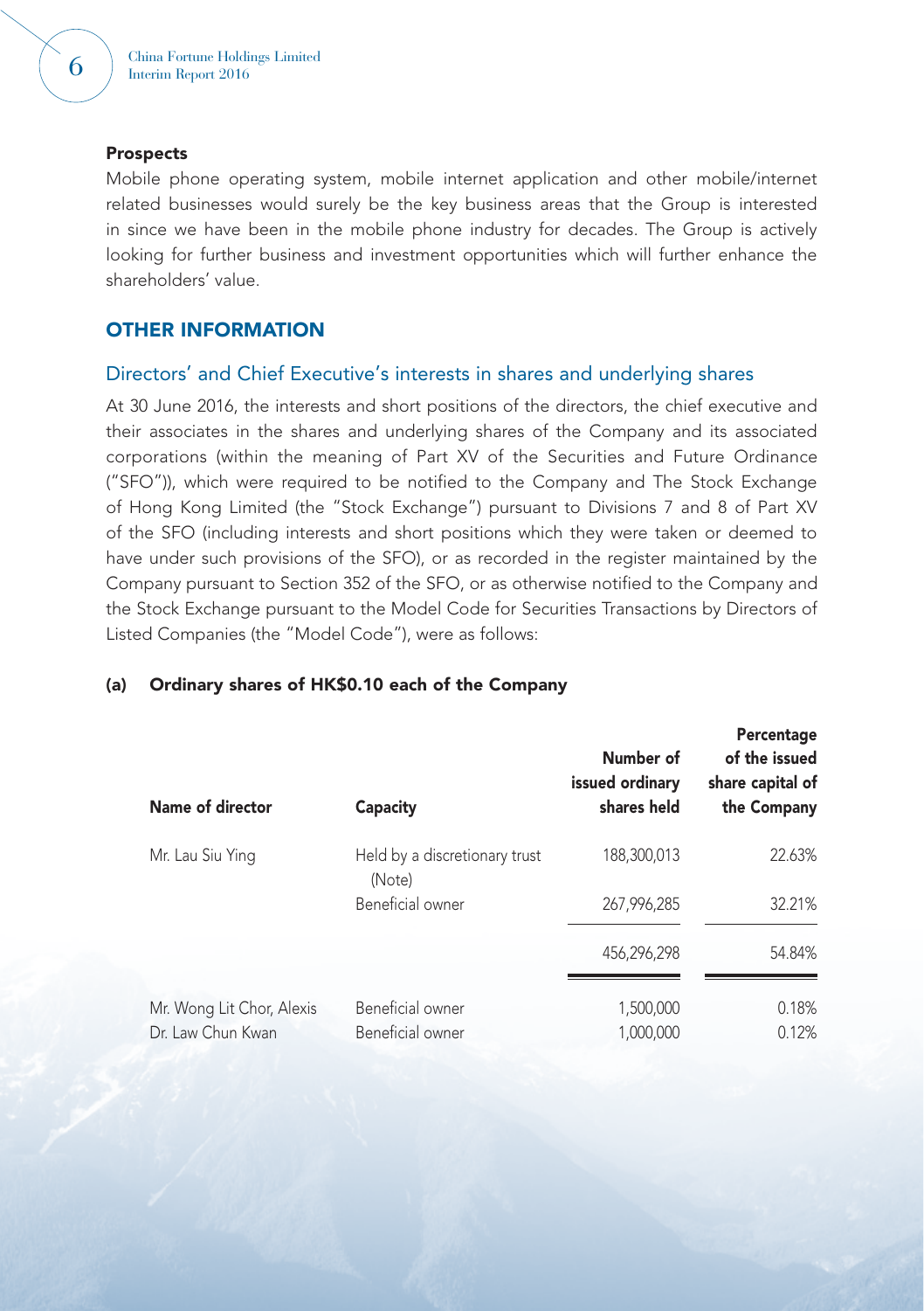### Prospects

Mobile phone operating system, mobile internet application and other mobile/internet related businesses would surely be the key business areas that the Group is interested in since we have been in the mobile phone industry for decades. The Group is actively looking for further business and investment opportunities which will further enhance the shareholders' value.

## OTHER INFORMATION

### Directors' and Chief Executive's interests in shares and underlying shares

At 30 June 2016, the interests and short positions of the directors, the chief executive and their associates in the shares and underlying shares of the Company and its associated corporations (within the meaning of Part XV of the Securities and Future Ordinance ("SFO")), which were required to be notified to the Company and The Stock Exchange of Hong Kong Limited (the "Stock Exchange") pursuant to Divisions 7 and 8 of Part XV of the SFO (including interests and short positions which they were taken or deemed to have under such provisions of the SFO), or as recorded in the register maintained by the Company pursuant to Section 352 of the SFO, or as otherwise notified to the Company and the Stock Exchange pursuant to the Model Code for Securities Transactions by Directors of Listed Companies (the "Model Code"), were as follows:

#### (a) Ordinary shares of HK$0.10 each of the Company

| Name of director | Capacity | Number of issued ordinary shares held | Percentage of the issued share capital of the Company |
|---|---|---|---|
| Mr. Lau Siu Ying | Held by a discretionary trust (Note) | 188,300,013 | 22.63% |
| | Beneficial owner | 267,996,285 | 32.21% |
| | | 456,296,298 | 54.84% |
| Mr. Wong Lit Chor, Alexis | Beneficial owner | 1,500,000 | 0.18% |
| Dr. Law Chun Kwan | Beneficial owner | 1,000,000 | 0.12% |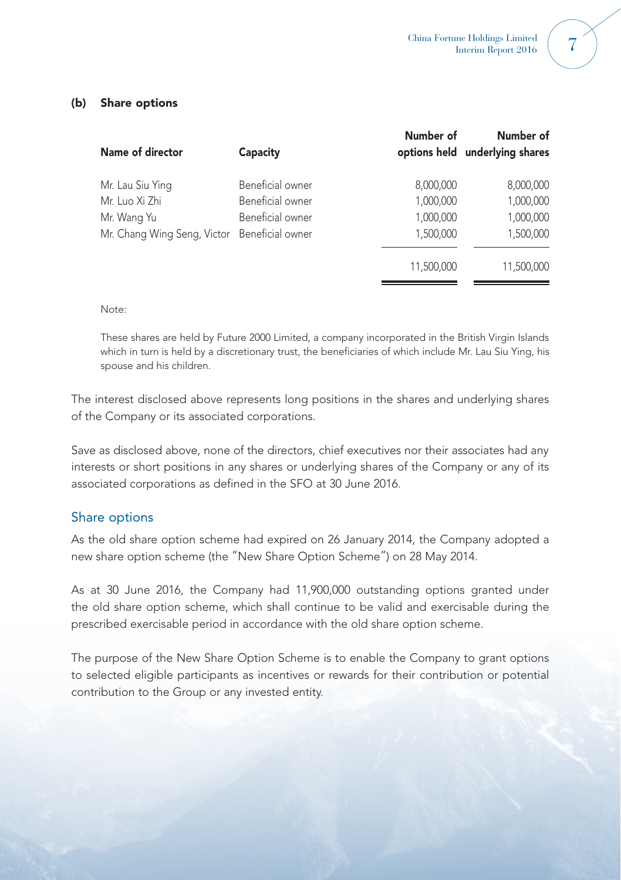### (b) Share options

| Name of director | Capacity | Number of options held | Number of underlying shares |
|---|---|---|---|
| Mr. Lau Siu Ying | Beneficial owner | 8,000,000 | 8,000,000 |
| Mr. Luo Xi Zhi | Beneficial owner | 1,000,000 | 1,000,000 |
| Mr. Wang Yu | Beneficial owner | 1,000,000 | 1,000,000 |
| Mr. Chang Wing Seng, Victor | Beneficial owner | 1,500,000 | 1,500,000 |
| | | 11,500,000 | 11,500,000 |

Note:

These shares are held by Future 2000 Limited, a company incorporated in the British Virgin Islands which in turn is held by a discretionary trust, the beneficiaries of which include Mr. Lau Siu Ying, his spouse and his children.

The interest disclosed above represents long positions in the shares and underlying shares of the Company or its associated corporations.

Save as disclosed above, none of the directors, chief executives nor their associates had any interests or short positions in any shares or underlying shares of the Company or any of its associated corporations as defined in the SFO at 30 June 2016.

## Share options

As the old share option scheme had expired on 26 January 2014, the Company adopted a new share option scheme (the "New Share Option Scheme") on 28 May 2014.

As at 30 June 2016, the Company had 11,900,000 outstanding options granted under the old share option scheme, which shall continue to be valid and exercisable during the prescribed exercisable period in accordance with the old share option scheme.

The purpose of the New Share Option Scheme is to enable the Company to grant options to selected eligible participants as incentives or rewards for their contribution or potential contribution to the Group or any invested entity.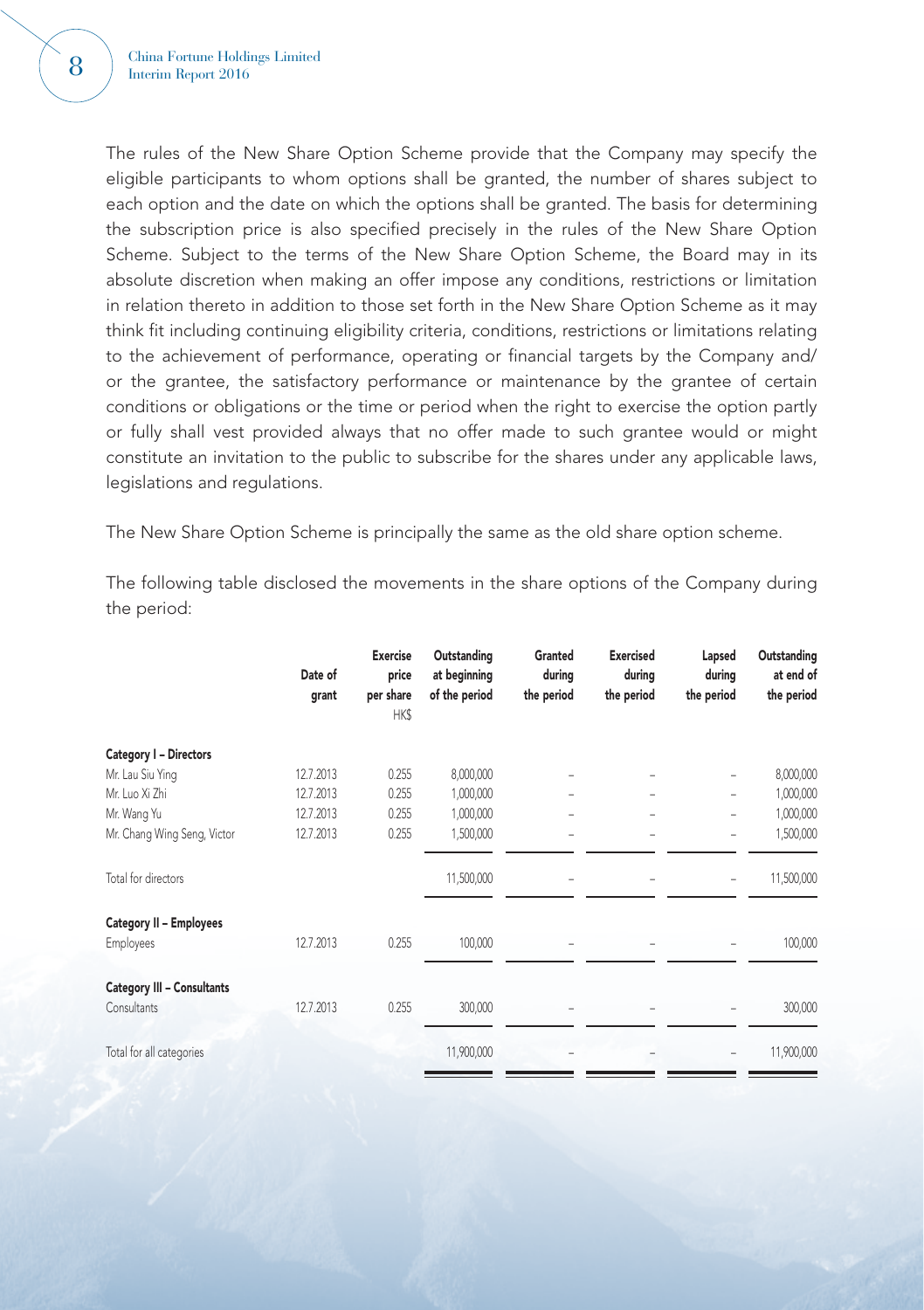The rules of the New Share Option Scheme provide that the Company may specify the eligible participants to whom options shall be granted, the number of shares subject to each option and the date on which the options shall be granted. The basis for determining the subscription price is also specified precisely in the rules of the New Share Option Scheme. Subject to the terms of the New Share Option Scheme, the Board may in its absolute discretion when making an offer impose any conditions, restrictions or limitation in relation thereto in addition to those set forth in the New Share Option Scheme as it may think fit including continuing eligibility criteria, conditions, restrictions or limitations relating to the achievement of performance, operating or financial targets by the Company and/or the grantee, the satisfactory performance or maintenance by the grantee of certain conditions or obligations or the time or period when the right to exercise the option partly or fully shall vest provided always that no offer made to such grantee would or might constitute an invitation to the public to subscribe for the shares under any applicable laws, legislations and regulations.

The New Share Option Scheme is principally the same as the old share option scheme.

The following table disclosed the movements in the share options of the Company during the period:

| | Date of grant | Exercise price per share HK$ | Outstanding at beginning of the period | Granted during the period | Exercised during the period | Lapsed during the period | Outstanding at end of the period |
|---|---|---|---|---|---|---|---|
| **Category I – Directors** | | | | | | | |
| Mr. Lau Siu Ying | 12.7.2013 | 0.255 | 8,000,000 | – | – | – | 8,000,000 |
| Mr. Luo Xi Zhi | 12.7.2013 | 0.255 | 1,000,000 | – | – | – | 1,000,000 |
| Mr. Wang Yu | 12.7.2013 | 0.255 | 1,000,000 | – | – | – | 1,000,000 |
| Mr. Chang Wing Seng, Victor | 12.7.2013 | 0.255 | 1,500,000 | – | – | – | 1,500,000 |
| Total for directors | | | 11,500,000 | – | – | – | 11,500,000 |
| **Category II – Employees** | | | | | | | |
| Employees | 12.7.2013 | 0.255 | 100,000 | – | – | – | 100,000 |
| **Category III – Consultants** | | | | | | | |
| Consultants | 12.7.2013 | 0.255 | 300,000 | – | – | – | 300,000 |
| Total for all categories | | | 11,900,000 | – | – | – | 11,900,000 |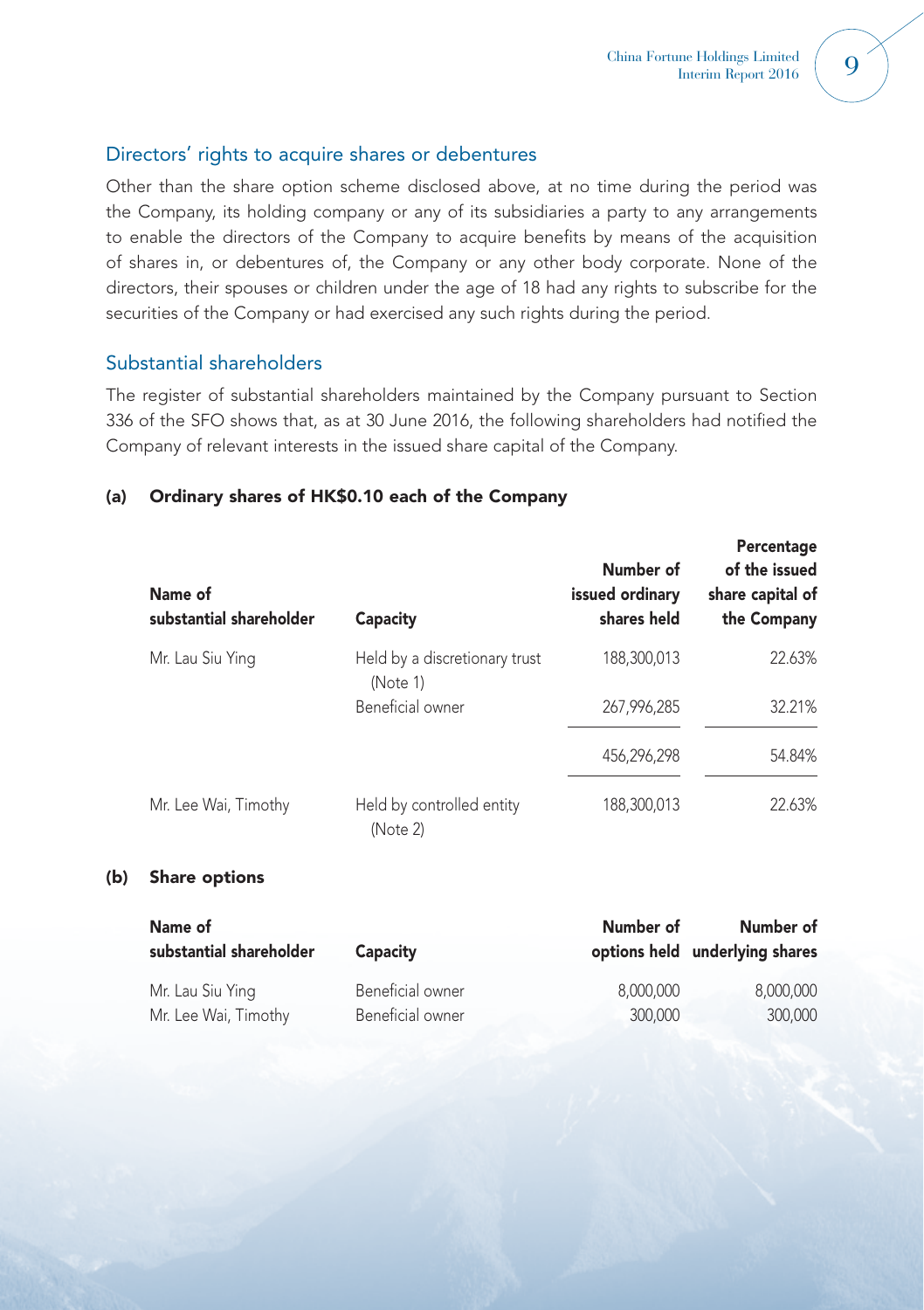## Directors' rights to acquire shares or debentures

Other than the share option scheme disclosed above, at no time during the period was the Company, its holding company or any of its subsidiaries a party to any arrangements to enable the directors of the Company to acquire benefits by means of the acquisition of shares in, or debentures of, the Company or any other body corporate. None of the directors, their spouses or children under the age of 18 had any rights to subscribe for the securities of the Company or had exercised any such rights during the period.

## Substantial shareholders

The register of substantial shareholders maintained by the Company pursuant to Section 336 of the SFO shows that, as at 30 June 2016, the following shareholders had notified the Company of relevant interests in the issued share capital of the Company.

### (a) Ordinary shares of HK$0.10 each of the Company

| Name of substantial shareholder | Capacity | Number of issued ordinary shares held | Percentage of the issued share capital of the Company |
|---|---|---|---|
| Mr. Lau Siu Ying | Held by a discretionary trust (Note 1) | 188,300,013 | 22.63% |
| | Beneficial owner | 267,996,285 | 32.21% |
| | | 456,296,298 | 54.84% |
| Mr. Lee Wai, Timothy | Held by controlled entity (Note 2) | 188,300,013 | 22.63% |

### (b) Share options

| Name of substantial shareholder | Capacity | Number of options held | Number of underlying shares |
|---|---|---|---|
| Mr. Lau Siu Ying | Beneficial owner | 8,000,000 | 8,000,000 |
| Mr. Lee Wai, Timothy | Beneficial owner | 300,000 | 300,000 |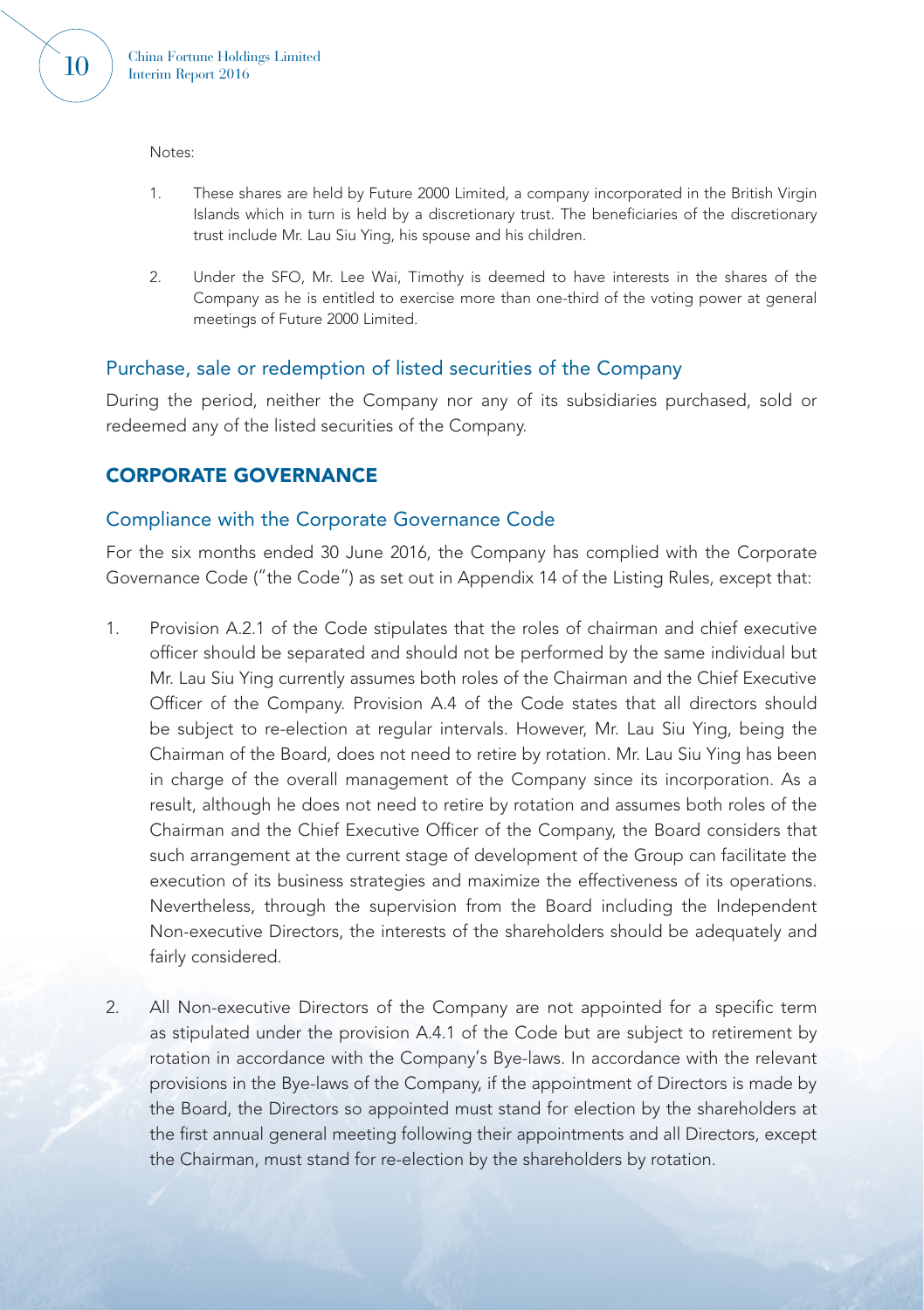Notes:

1. These shares are held by Future 2000 Limited, a company incorporated in the British Virgin Islands which in turn is held by a discretionary trust. The beneficiaries of the discretionary trust include Mr. Lau Siu Ying, his spouse and his children.

2. Under the SFO, Mr. Lee Wai, Timothy is deemed to have interests in the shares of the Company as he is entitled to exercise more than one-third of the voting power at general meetings of Future 2000 Limited.

### Purchase, sale or redemption of listed securities of the Company

During the period, neither the Company nor any of its subsidiaries purchased, sold or redeemed any of the listed securities of the Company.

## CORPORATE GOVERNANCE

### Compliance with the Corporate Governance Code

For the six months ended 30 June 2016, the Company has complied with the Corporate Governance Code ("the Code") as set out in Appendix 14 of the Listing Rules, except that:

1. Provision A.2.1 of the Code stipulates that the roles of chairman and chief executive officer should be separated and should not be performed by the same individual but Mr. Lau Siu Ying currently assumes both roles of the Chairman and the Chief Executive Officer of the Company. Provision A.4 of the Code states that all directors should be subject to re-election at regular intervals. However, Mr. Lau Siu Ying, being the Chairman of the Board, does not need to retire by rotation. Mr. Lau Siu Ying has been in charge of the overall management of the Company since its incorporation. As a result, although he does not need to retire by rotation and assumes both roles of the Chairman and the Chief Executive Officer of the Company, the Board considers that such arrangement at the current stage of development of the Group can facilitate the execution of its business strategies and maximize the effectiveness of its operations. Nevertheless, through the supervision from the Board including the Independent Non-executive Directors, the interests of the shareholders should be adequately and fairly considered.

2. All Non-executive Directors of the Company are not appointed for a specific term as stipulated under the provision A.4.1 of the Code but are subject to retirement by rotation in accordance with the Company's Bye-laws. In accordance with the relevant provisions in the Bye-laws of the Company, if the appointment of Directors is made by the Board, the Directors so appointed must stand for election by the shareholders at the first annual general meeting following their appointments and all Directors, except the Chairman, must stand for re-election by the shareholders by rotation.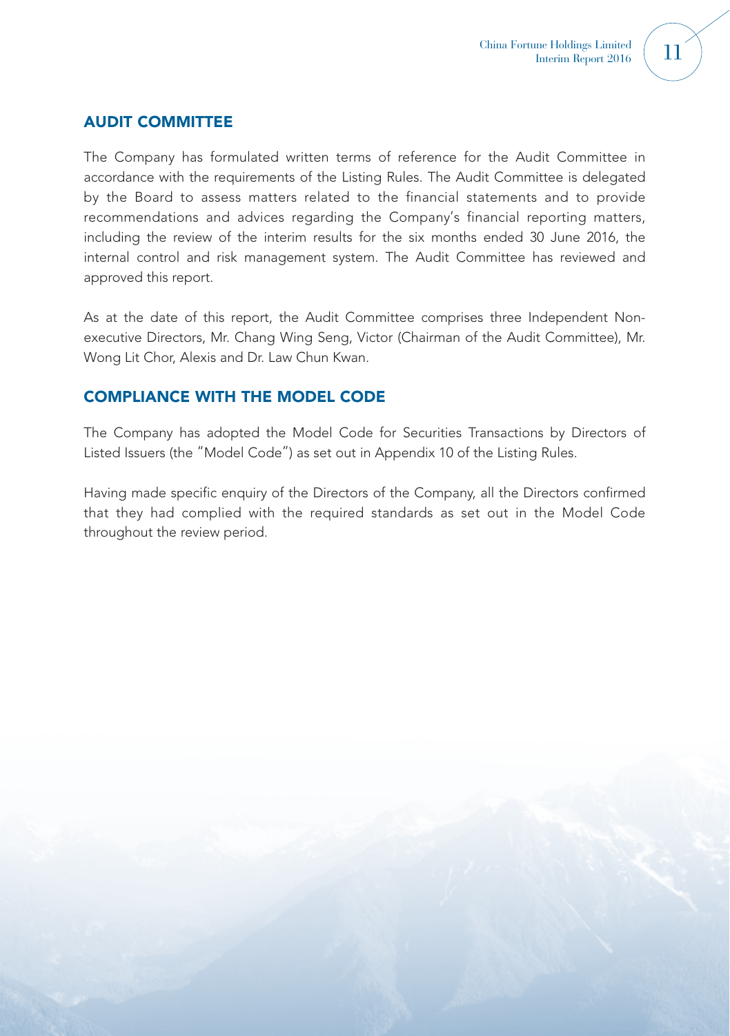## AUDIT COMMITTEE

The Company has formulated written terms of reference for the Audit Committee in accordance with the requirements of the Listing Rules. The Audit Committee is delegated by the Board to assess matters related to the financial statements and to provide recommendations and advices regarding the Company's financial reporting matters, including the review of the interim results for the six months ended 30 June 2016, the internal control and risk management system. The Audit Committee has reviewed and approved this report.

As at the date of this report, the Audit Committee comprises three Independent Non-executive Directors, Mr. Chang Wing Seng, Victor (Chairman of the Audit Committee), Mr. Wong Lit Chor, Alexis and Dr. Law Chun Kwan.

## COMPLIANCE WITH THE MODEL CODE

The Company has adopted the Model Code for Securities Transactions by Directors of Listed Issuers (the "Model Code") as set out in Appendix 10 of the Listing Rules.

Having made specific enquiry of the Directors of the Company, all the Directors confirmed that they had complied with the required standards as set out in the Model Code throughout the review period.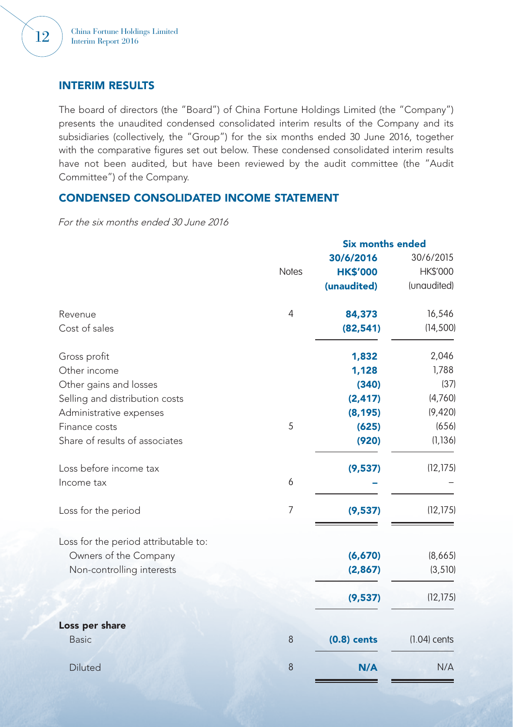## INTERIM RESULTS

The board of directors (the "Board") of China Fortune Holdings Limited (the "Company") presents the unaudited condensed consolidated interim results of the Company and its subsidiaries (collectively, the "Group") for the six months ended 30 June 2016, together with the comparative figures set out below. These condensed consolidated interim results have not been audited, but have been reviewed by the audit committee (the "Audit Committee") of the Company.

## CONDENSED CONSOLIDATED INCOME STATEMENT

*For the six months ended 30 June 2016*

| | Notes | Six months ended | |
|---|---|---|---|
| | | **30/6/2016** | 30/6/2015 |
| | | **HK$'000** | HK$'000 |
| | | **(unaudited)** | (unaudited) |
| Revenue | 4 | **84,373** | 16,546 |
| Cost of sales | | **(82,541)** | (14,500) |
| Gross profit | | **1,832** | 2,046 |
| Other income | | **1,128** | 1,788 |
| Other gains and losses | | **(340)** | (37) |
| Selling and distribution costs | | **(2,417)** | (4,760) |
| Administrative expenses | | **(8,195)** | (9,420) |
| Finance costs | 5 | **(625)** | (656) |
| Share of results of associates | | **(920)** | (1,136) |
| Loss before income tax | | **(9,537)** | (12,175) |
| Income tax | 6 | **–** | – |
| Loss for the period | 7 | **(9,537)** | (12,175) |
| Loss for the period attributable to: | | | |
| Owners of the Company | | **(6,670)** | (8,665) |
| Non-controlling interests | | **(2,867)** | (3,510) |
| | | **(9,537)** | (12,175) |
| **Loss per share** | | | |
| Basic | 8 | **(0.8) cents** | (1.04) cents |
| Diluted | 8 | **N/A** | N/A |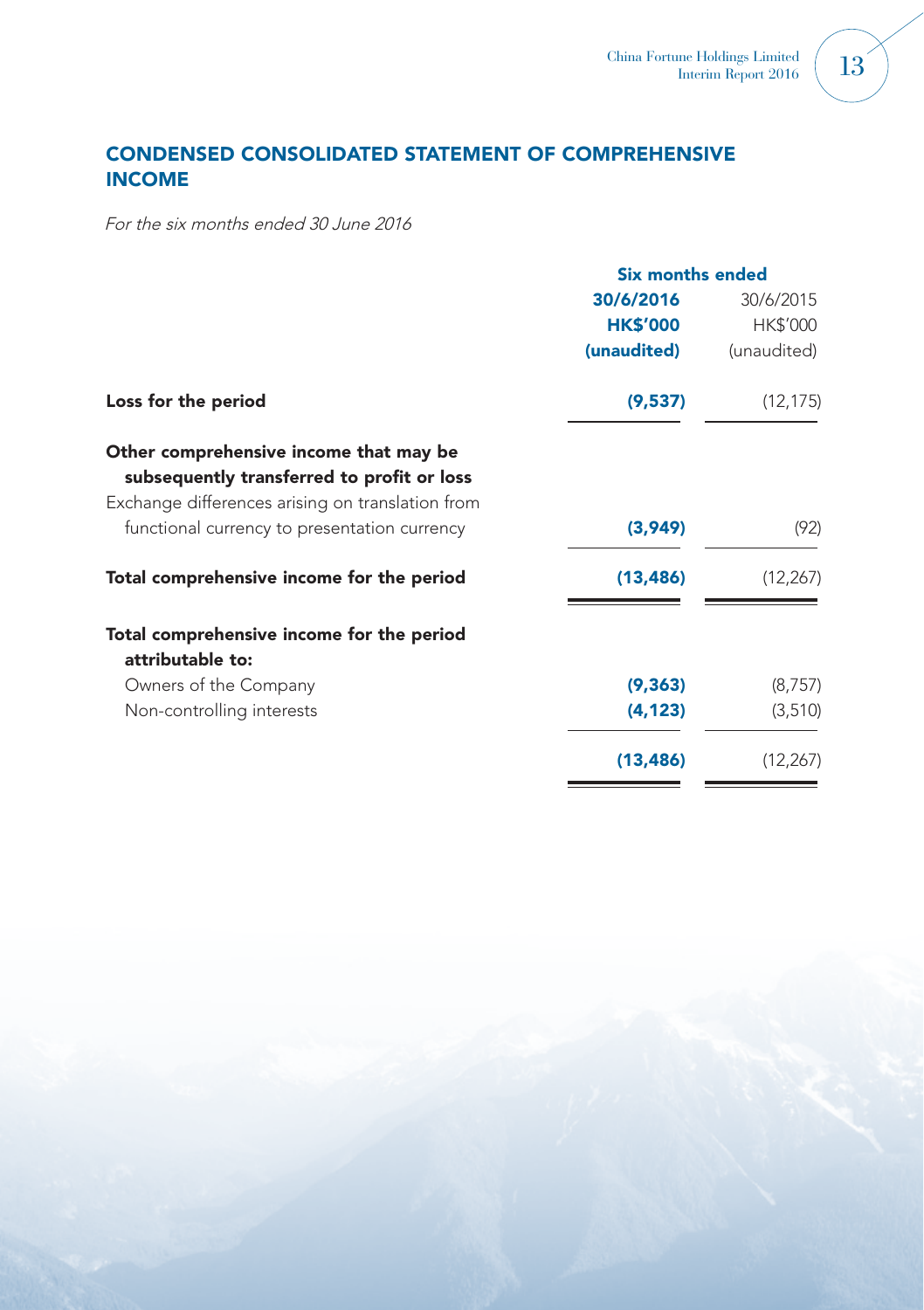## CONDENSED CONSOLIDATED STATEMENT OF COMPREHENSIVE INCOME

*For the six months ended 30 June 2016*

| | Six months ended | |
|---|---|---|
| | **30/6/2016** | 30/6/2015 |
| | **HK$'000** | HK$'000 |
| | **(unaudited)** | (unaudited) |
| **Loss for the period** | **(9,537)** | (12,175) |
| **Other comprehensive income that may be subsequently transferred to profit or loss** | | |
| Exchange differences arising on translation from functional currency to presentation currency | **(3,949)** | (92) |
| **Total comprehensive income for the period** | **(13,486)** | (12,267) |
| **Total comprehensive income for the period attributable to:** | | |
| Owners of the Company | **(9,363)** | (8,757) |
| Non-controlling interests | **(4,123)** | (3,510) |
| | **(13,486)** | (12,267) |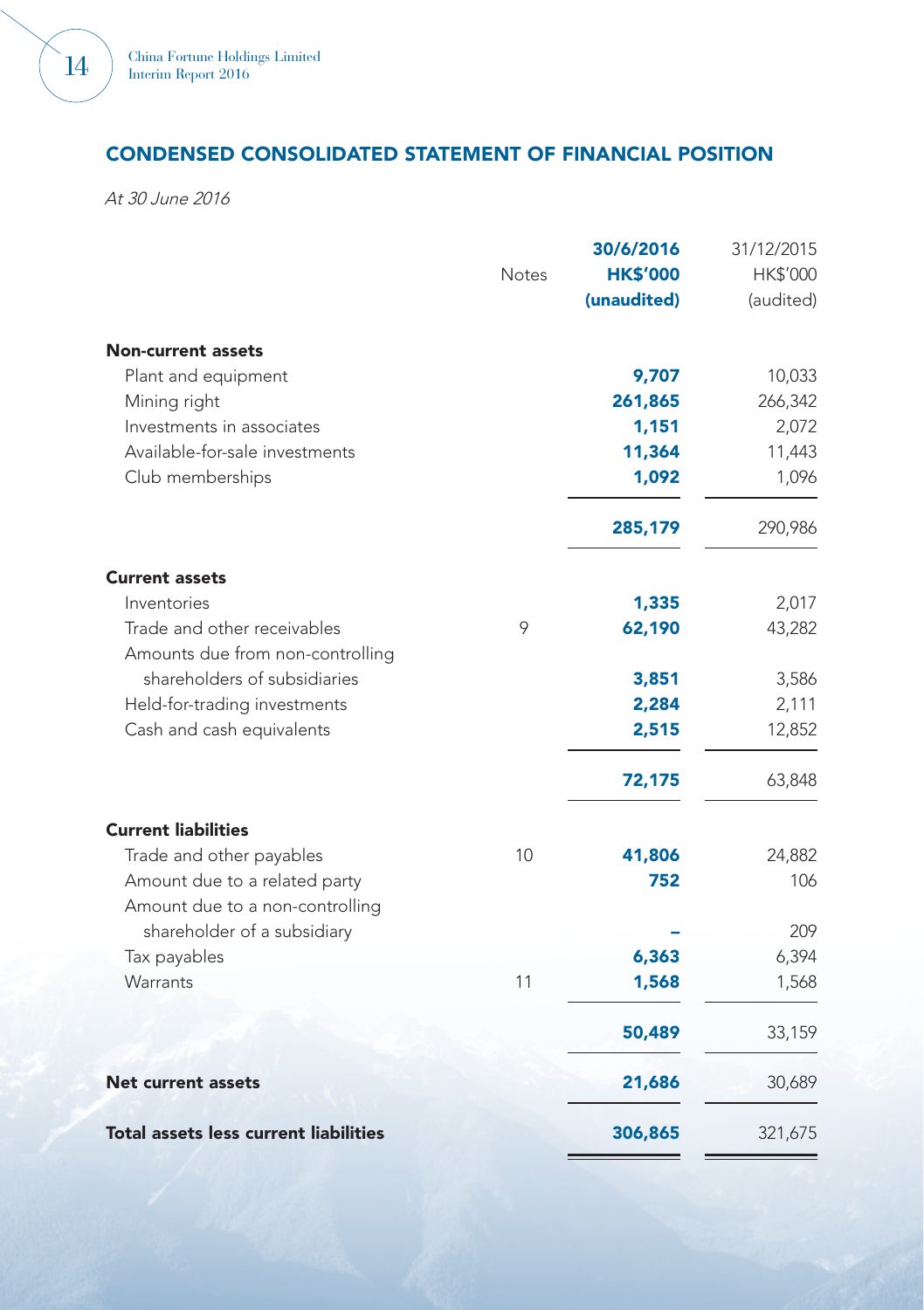## CONDENSED CONSOLIDATED STATEMENT OF FINANCIAL POSITION

*At 30 June 2016*

| | Notes | 30/6/2016<br>HK$'000<br>(unaudited) | 31/12/2015<br>HK$'000<br>(audited) |
|---|---|---|---|
| **Non-current assets** | | | |
| Plant and equipment | | **9,707** | 10,033 |
| Mining right | | **261,865** | 266,342 |
| Investments in associates | | **1,151** | 2,072 |
| Available-for-sale investments | | **11,364** | 11,443 |
| Club memberships | | **1,092** | 1,096 |
| | | **285,179** | 290,986 |
| **Current assets** | | | |
| Inventories | | **1,335** | 2,017 |
| Trade and other receivables | 9 | **62,190** | 43,282 |
| Amounts due from non-controlling shareholders of subsidiaries | | **3,851** | 3,586 |
| Held-for-trading investments | | **2,284** | 2,111 |
| Cash and cash equivalents | | **2,515** | 12,852 |
| | | **72,175** | 63,848 |
| **Current liabilities** | | | |
| Trade and other payables | 10 | **41,806** | 24,882 |
| Amount due to a related party | | **752** | 106 |
| Amount due to a non-controlling shareholder of a subsidiary | | **–** | 209 |
| Tax payables | | **6,363** | 6,394 |
| Warrants | 11 | **1,568** | 1,568 |
| | | **50,489** | 33,159 |
| **Net current assets** | | **21,686** | 30,689 |
| **Total assets less current liabilities** | | **306,865** | 321,675 |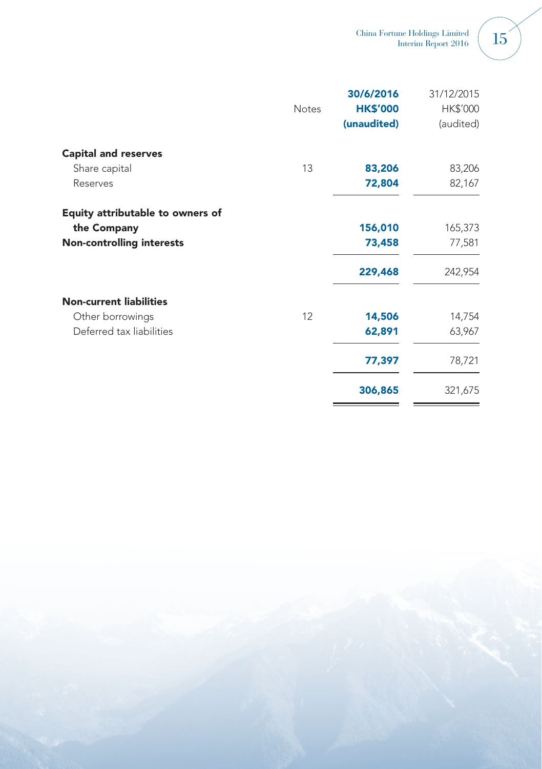| | Notes | 30/6/2016 HK$'000 (unaudited) | 31/12/2015 HK$'000 (audited) |
|---|---|---|---|
| **Capital and reserves** | | | |
| Share capital | 13 | **83,206** | 83,206 |
| Reserves | | **72,804** | 82,167 |
| **Equity attributable to owners of the Company** | | **156,010** | 165,373 |
| **Non-controlling interests** | | **73,458** | 77,581 |
| | | **229,468** | 242,954 |
| **Non-current liabilities** | | | |
| Other borrowings | 12 | **14,506** | 14,754 |
| Deferred tax liabilities | | **62,891** | 63,967 |
| | | **77,397** | 78,721 |
| | | **306,865** | 321,675 |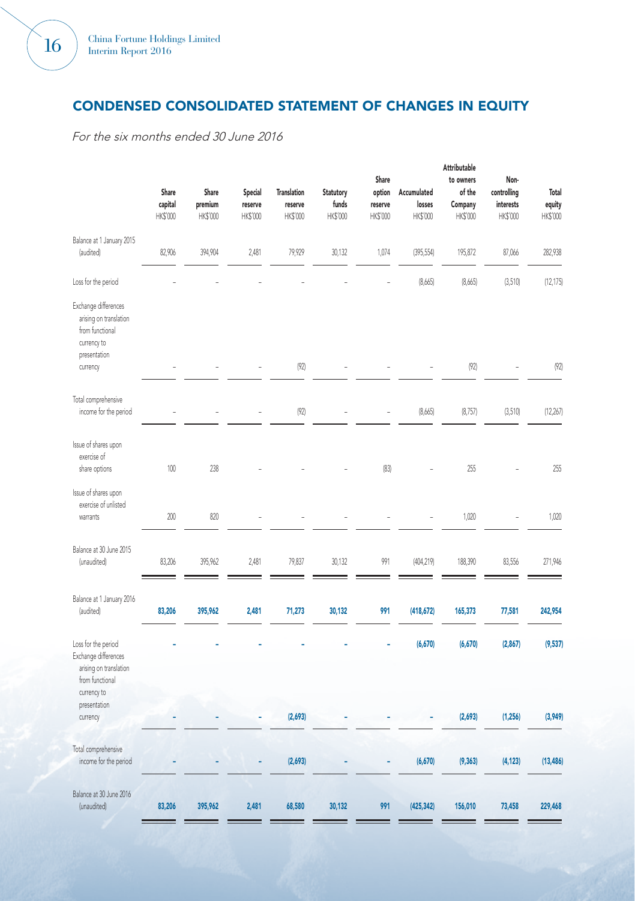## CONDENSED CONSOLIDATED STATEMENT OF CHANGES IN EQUITY

*For the six months ended 30 June 2016*

| | Share capital HK$'000 | Share premium HK$'000 | Special reserve HK$'000 | Translation reserve HK$'000 | Statutory funds HK$'000 | Share option reserve HK$'000 | Accumulated losses HK$'000 | Attributable to owners of the Company HK$'000 | Non-controlling interests HK$'000 | Total equity HK$'000 |
|---|---|---|---|---|---|---|---|---|---|---|
| Balance at 1 January 2015 (audited) | 82,906 | 394,904 | 2,481 | 79,929 | 30,132 | 1,074 | (395,554) | 195,872 | 87,066 | 282,938 |
| Loss for the period | – | – | – | – | – | – | (8,665) | (8,665) | (3,510) | (12,175) |
| Exchange differences arising on translation from functional currency to presentation currency | – | – | – | (92) | – | – | – | (92) | – | (92) |
| Total comprehensive income for the period | – | – | – | (92) | – | – | (8,665) | (8,757) | (3,510) | (12,267) |
| Issue of shares upon exercise of share options | 100 | 238 | – | – | – | (83) | – | 255 | – | 255 |
| Issue of shares upon exercise of unlisted warrants | 200 | 820 | – | – | – | – | – | 1,020 | – | 1,020 |
| Balance at 30 June 2015 (unaudited) | 83,206 | 395,962 | 2,481 | 79,837 | 30,132 | 991 | (404,219) | 188,390 | 83,556 | 271,946 |
| **Balance at 1 January 2016 (audited)** | **83,206** | **395,962** | **2,481** | **71,273** | **30,132** | **991** | **(418,672)** | **165,373** | **77,581** | **242,954** |
| Loss for the period | **-** | **-** | **-** | **-** | **-** | **-** | **(6,670)** | **(6,670)** | **(2,867)** | **(9,537)** |
| Exchange differences arising on translation from functional currency to presentation currency | **-** | **-** | **-** | **(2,693)** | **-** | **-** | **-** | **(2,693)** | **(1,256)** | **(3,949)** |
| Total comprehensive income for the period | **-** | **-** | **-** | **(2,693)** | **-** | **-** | **(6,670)** | **(9,363)** | **(4,123)** | **(13,486)** |
| **Balance at 30 June 2016 (unaudited)** | **83,206** | **395,962** | **2,481** | **68,580** | **30,132** | **991** | **(425,342)** | **156,010** | **73,458** | **229,468** |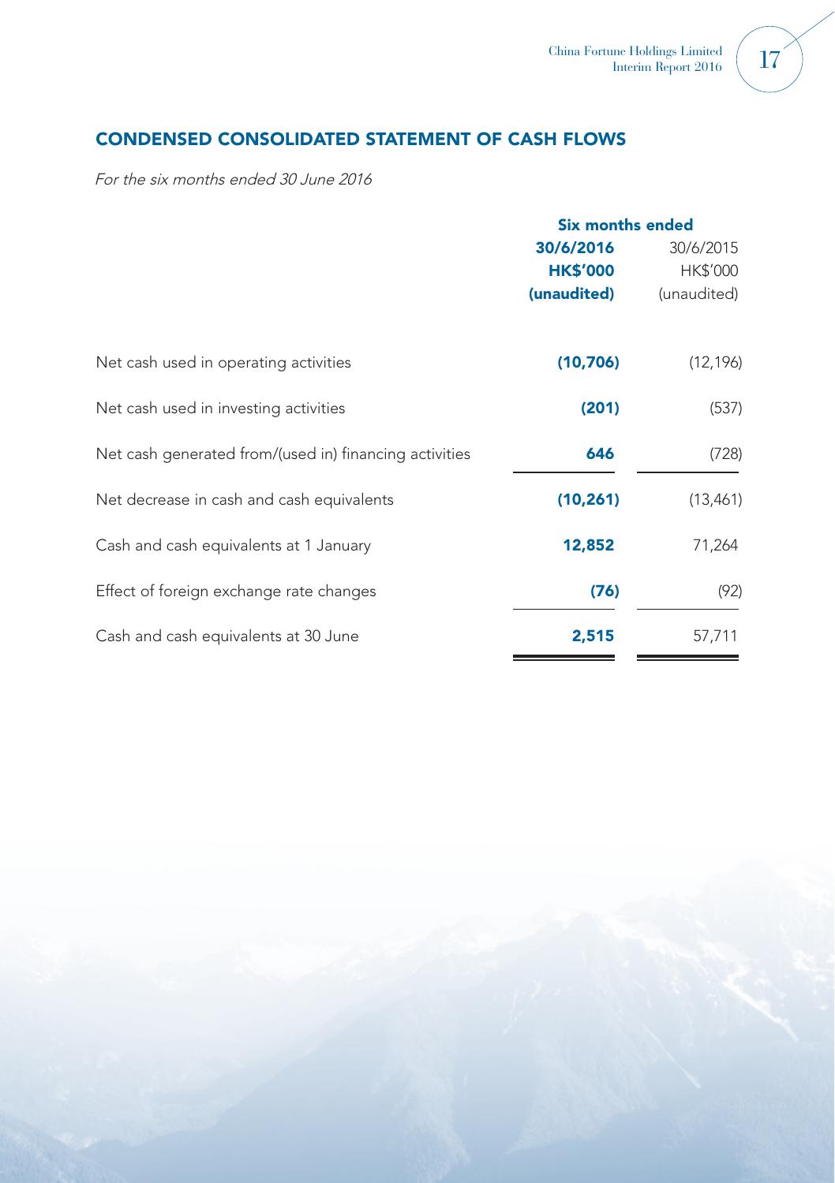## CONDENSED CONSOLIDATED STATEMENT OF CASH FLOWS

*For the six months ended 30 June 2016*

| | Six months ended | |
|---|---|---|
| | **30/6/2016** | 30/6/2015 |
| | **HK$'000** | HK$'000 |
| | **(unaudited)** | (unaudited) |
| Net cash used in operating activities | **(10,706)** | (12,196) |
| Net cash used in investing activities | **(201)** | (537) |
| Net cash generated from/(used in) financing activities | **646** | (728) |
| Net decrease in cash and cash equivalents | **(10,261)** | (13,461) |
| Cash and cash equivalents at 1 January | **12,852** | 71,264 |
| Effect of foreign exchange rate changes | **(76)** | (92) |
| Cash and cash equivalents at 30 June | **2,515** | 57,711 |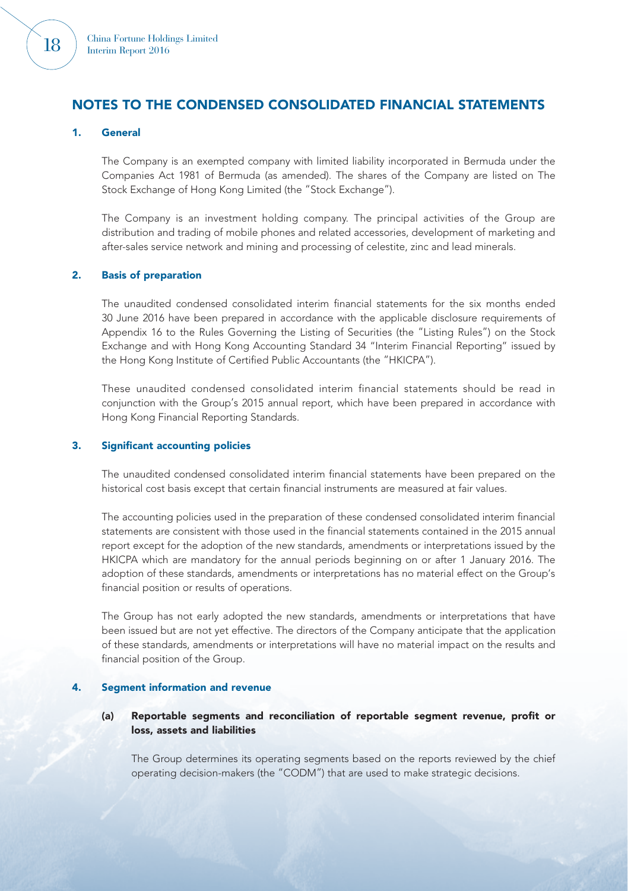# NOTES TO THE CONDENSED CONSOLIDATED FINANCIAL STATEMENTS

## 1. General

The Company is an exempted company with limited liability incorporated in Bermuda under the Companies Act 1981 of Bermuda (as amended). The shares of the Company are listed on The Stock Exchange of Hong Kong Limited (the "Stock Exchange").

The Company is an investment holding company. The principal activities of the Group are distribution and trading of mobile phones and related accessories, development of marketing and after-sales service network and mining and processing of celestite, zinc and lead minerals.

## 2. Basis of preparation

The unaudited condensed consolidated interim financial statements for the six months ended 30 June 2016 have been prepared in accordance with the applicable disclosure requirements of Appendix 16 to the Rules Governing the Listing of Securities (the "Listing Rules") on the Stock Exchange and with Hong Kong Accounting Standard 34 "Interim Financial Reporting" issued by the Hong Kong Institute of Certified Public Accountants (the "HKICPA").

These unaudited condensed consolidated interim financial statements should be read in conjunction with the Group's 2015 annual report, which have been prepared in accordance with Hong Kong Financial Reporting Standards.

## 3. Significant accounting policies

The unaudited condensed consolidated interim financial statements have been prepared on the historical cost basis except that certain financial instruments are measured at fair values.

The accounting policies used in the preparation of these condensed consolidated interim financial statements are consistent with those used in the financial statements contained in the 2015 annual report except for the adoption of the new standards, amendments or interpretations issued by the HKICPA which are mandatory for the annual periods beginning on or after 1 January 2016. The adoption of these standards, amendments or interpretations has no material effect on the Group's financial position or results of operations.

The Group has not early adopted the new standards, amendments or interpretations that have been issued but are not yet effective. The directors of the Company anticipate that the application of these standards, amendments or interpretations will have no material impact on the results and financial position of the Group.

## 4. Segment information and revenue

### (a) Reportable segments and reconciliation of reportable segment revenue, profit or loss, assets and liabilities

The Group determines its operating segments based on the reports reviewed by the chief operating decision-makers (the "CODM") that are used to make strategic decisions.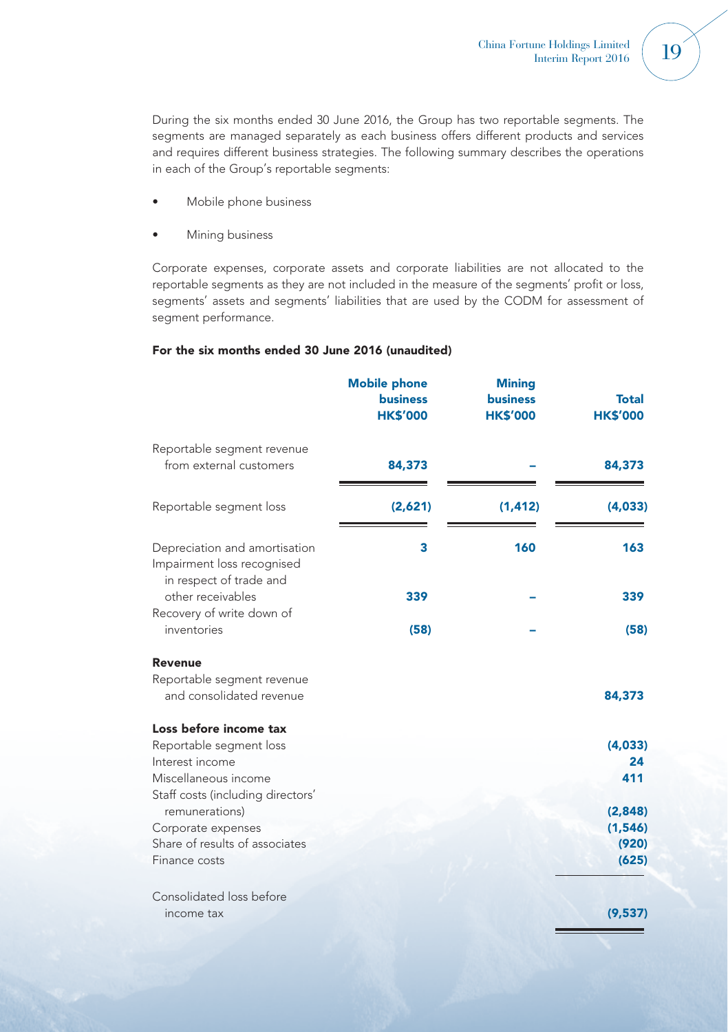During the six months ended 30 June 2016, the Group has two reportable segments. The segments are managed separately as each business offers different products and services and requires different business strategies. The following summary describes the operations in each of the Group's reportable segments:

- Mobile phone business
- Mining business

Corporate expenses, corporate assets and corporate liabilities are not allocated to the reportable segments as they are not included in the measure of the segments' profit or loss, segments' assets and segments' liabilities that are used by the CODM for assessment of segment performance.

**For the six months ended 30 June 2016 (unaudited)**

| | Mobile phone business HK$'000 | Mining business HK$'000 | Total HK$'000 |
|---|---|---|---|
| Reportable segment revenue from external customers | 84,373 | – | 84,373 |
| Reportable segment loss | (2,621) | (1,412) | (4,033) |
| Depreciation and amortisation | 3 | 160 | 163 |
| Impairment loss recognised in respect of trade and other receivables | 339 | – | 339 |
| Recovery of write down of inventories | (58) | – | (58) |
| **Revenue** | | | |
| Reportable segment revenue and consolidated revenue | | | 84,373 |
| **Loss before income tax** | | | |
| Reportable segment loss | | | (4,033) |
| Interest income | | | 24 |
| Miscellaneous income | | | 411 |
| Staff costs (including directors' remunerations) | | | (2,848) |
| Corporate expenses | | | (1,546) |
| Share of results of associates | | | (920) |
| Finance costs | | | (625) |
| Consolidated loss before income tax | | | (9,537) |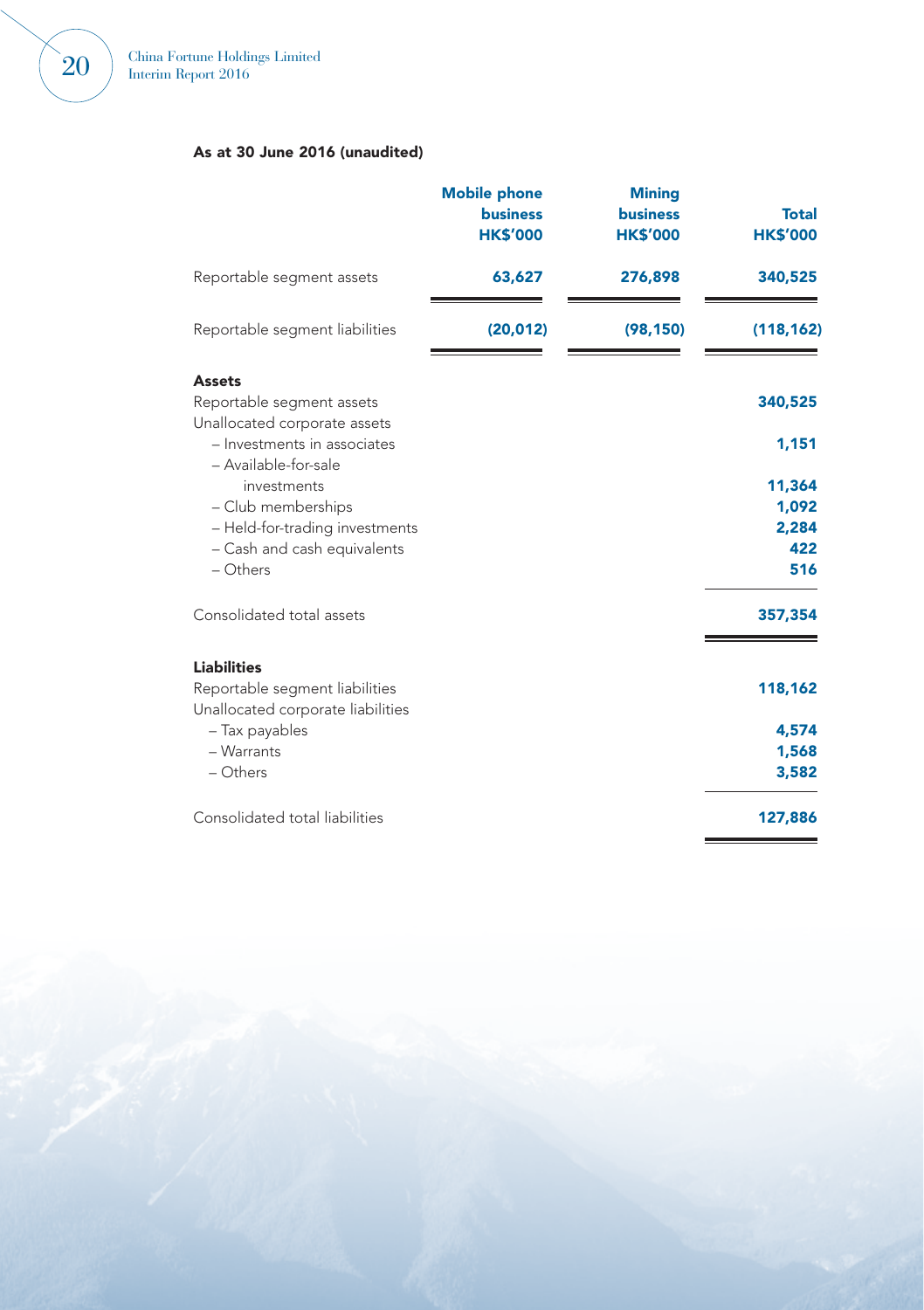**As at 30 June 2016 (unaudited)**

| | Mobile phone business HK$'000 | Mining business HK$'000 | Total HK$'000 |
|---|---|---|---|
| Reportable segment assets | **63,627** | **276,898** | **340,525** |
| Reportable segment liabilities | **(20,012)** | **(98,150)** | **(118,162)** |

| | HK$'000 |
|---|---|
| **Assets** | |
| Reportable segment assets | **340,525** |
| Unallocated corporate assets | |
| – Investments in associates | **1,151** |
| – Available-for-sale investments | **11,364** |
| – Club memberships | **1,092** |
| – Held-for-trading investments | **2,284** |
| – Cash and cash equivalents | **422** |
| – Others | **516** |
| Consolidated total assets | **357,354** |
| **Liabilities** | |
| Reportable segment liabilities | **118,162** |
| Unallocated corporate liabilities | |
| – Tax payables | **4,574** |
| – Warrants | **1,568** |
| – Others | **3,582** |
| Consolidated total liabilities | **127,886** |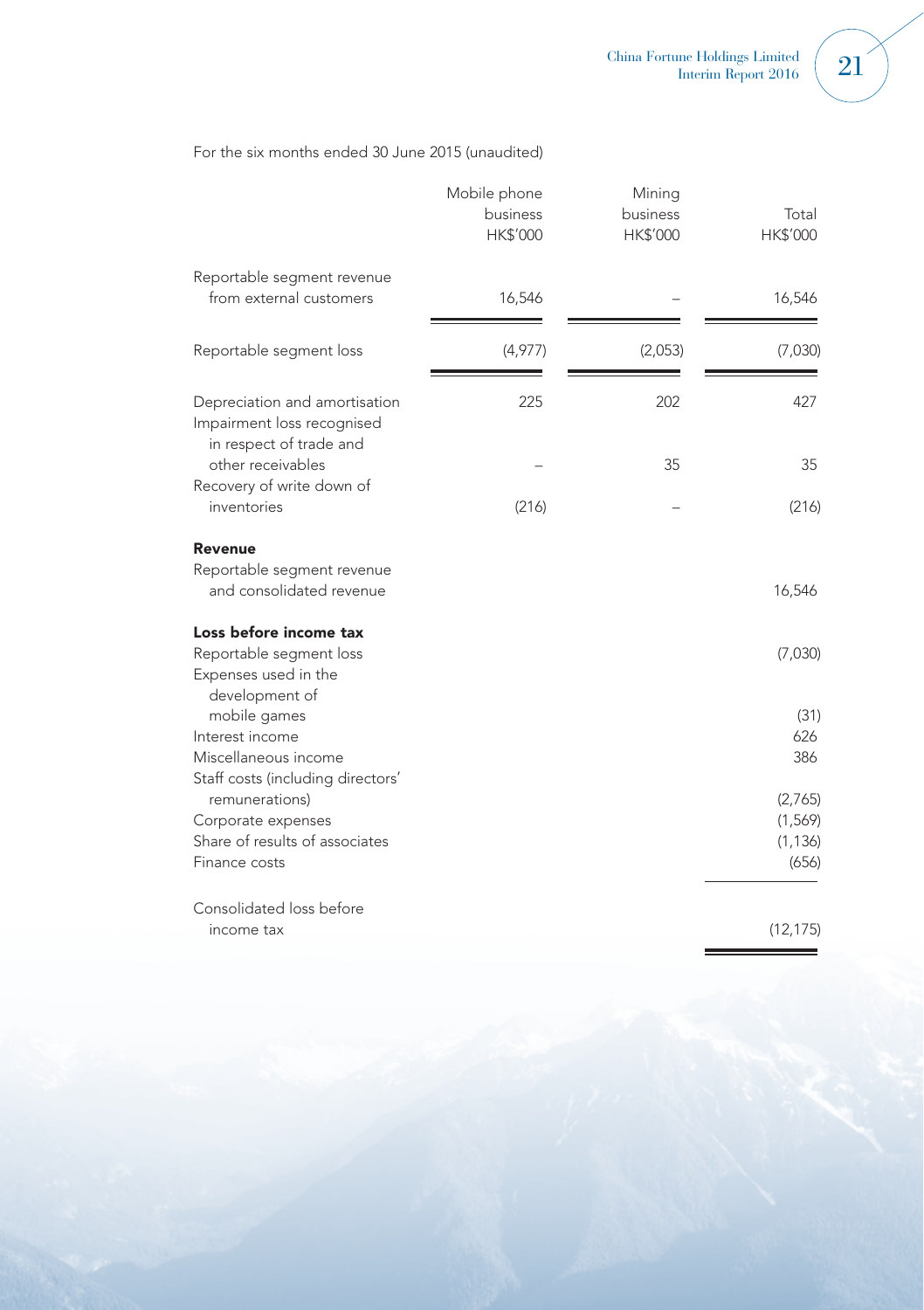For the six months ended 30 June 2015 (unaudited)

| | Mobile phone business HK$'000 | Mining business HK$'000 | Total HK$'000 |
|---|---|---|---|
| Reportable segment revenue from external customers | 16,546 | – | 16,546 |
| Reportable segment loss | (4,977) | (2,053) | (7,030) |
| Depreciation and amortisation | 225 | 202 | 427 |
| Impairment loss recognised in respect of trade and other receivables | – | 35 | 35 |
| Recovery of write down of inventories | (216) | – | (216) |
| **Revenue** | | | |
| Reportable segment revenue and consolidated revenue | | | 16,546 |
| **Loss before income tax** | | | |
| Reportable segment loss | | | (7,030) |
| Expenses used in the development of mobile games | | | (31) |
| Interest income | | | 626 |
| Miscellaneous income | | | 386 |
| Staff costs (including directors' remunerations) | | | (2,765) |
| Corporate expenses | | | (1,569) |
| Share of results of associates | | | (1,136) |
| Finance costs | | | (656) |
| Consolidated loss before income tax | | | (12,175) |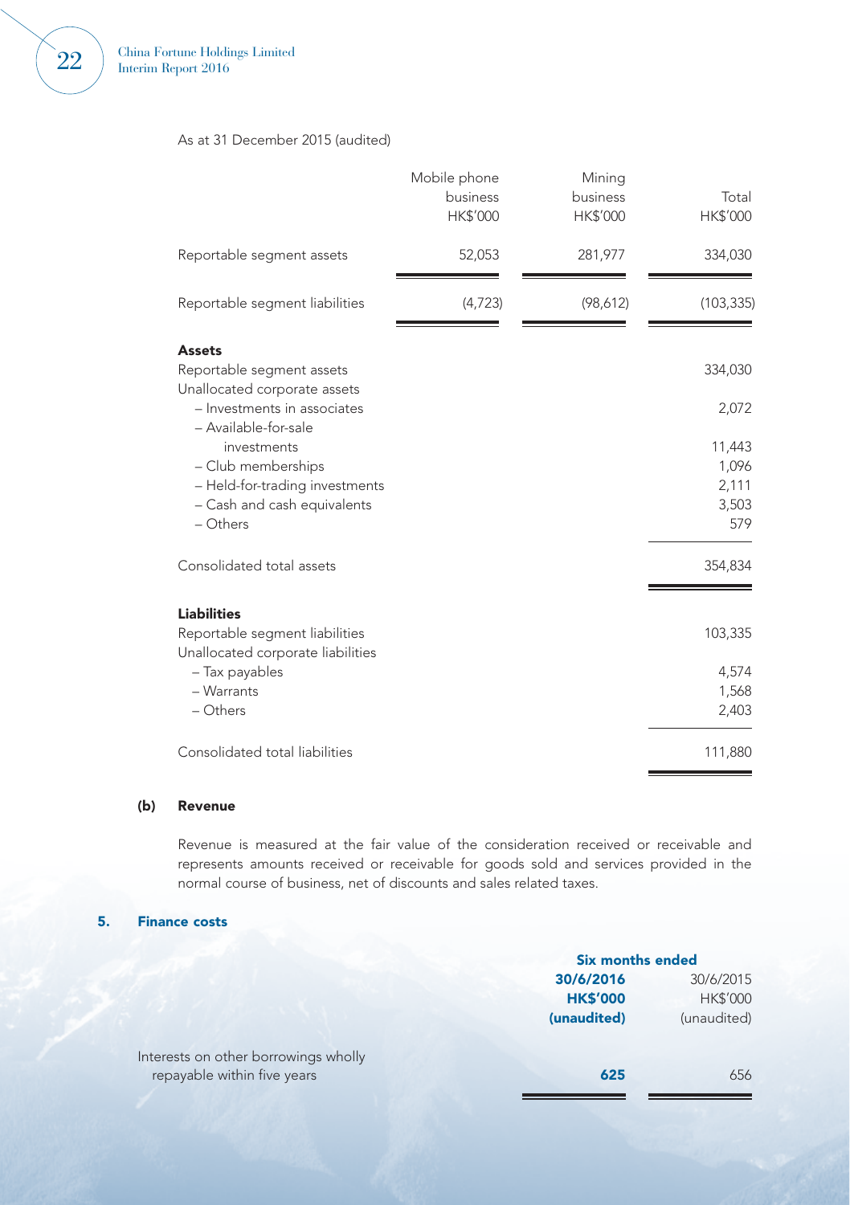As at 31 December 2015 (audited)

| | Mobile phone business HK$'000 | Mining business HK$'000 | Total HK$'000 |
|---|---|---|---|
| Reportable segment assets | 52,053 | 281,977 | 334,030 |
| Reportable segment liabilities | (4,723) | (98,612) | (103,335) |

| | HK$'000 |
|---|---|
| **Assets** | |
| Reportable segment assets | 334,030 |
| Unallocated corporate assets | |
| – Investments in associates | 2,072 |
| – Available-for-sale investments | 11,443 |
| – Club memberships | 1,096 |
| – Held-for-trading investments | 2,111 |
| – Cash and cash equivalents | 3,503 |
| – Others | 579 |
| Consolidated total assets | 354,834 |
| **Liabilities** | |
| Reportable segment liabilities | 103,335 |
| Unallocated corporate liabilities | |
| – Tax payables | 4,574 |
| – Warrants | 1,568 |
| – Others | 2,403 |
| Consolidated total liabilities | 111,880 |

**(b) Revenue**

Revenue is measured at the fair value of the consideration received or receivable and represents amounts received or receivable for goods sold and services provided in the normal course of business, net of discounts and sales related taxes.

## 5. Finance costs

| | Six months ended | |
|---|---|---|
| | **30/6/2016 HK$'000 (unaudited)** | 30/6/2015 HK$'000 (unaudited) |
| Interests on other borrowings wholly repayable within five years | **625** | 656 |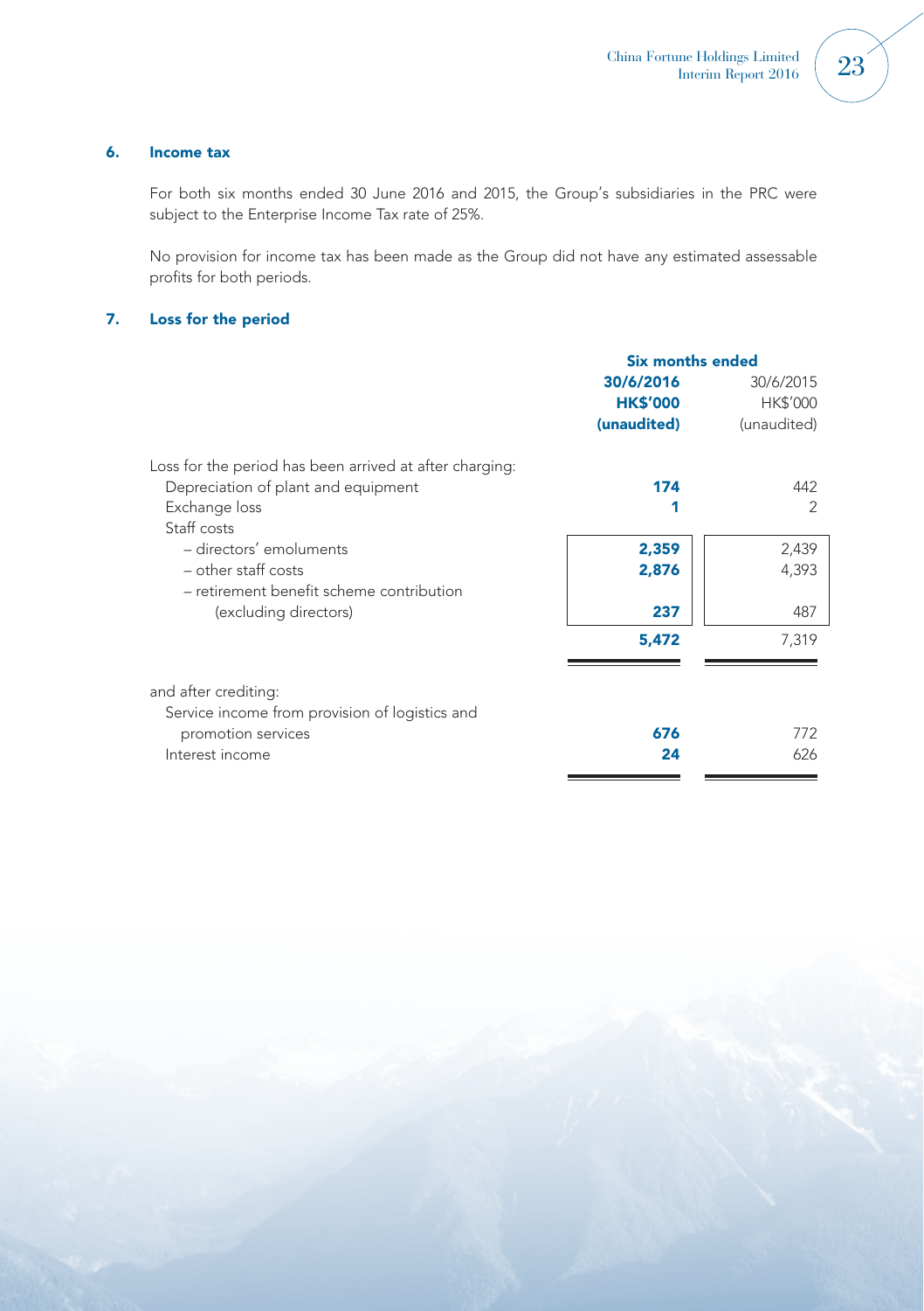## 6. Income tax

For both six months ended 30 June 2016 and 2015, the Group's subsidiaries in the PRC were subject to the Enterprise Income Tax rate of 25%.

No provision for income tax has been made as the Group did not have any estimated assessable profits for both periods.

## 7. Loss for the period

| | Six months ended | |
|---|---|---|
| | **30/6/2016** | 30/6/2015 |
| | **HK$'000** | HK$'000 |
| | **(unaudited)** | (unaudited) |
| Loss for the period has been arrived at after charging: | | |
| Depreciation of plant and equipment | **174** | 442 |
| Exchange loss | **1** | 2 |
| Staff costs | | |
| – directors' emoluments | **2,359** | 2,439 |
| – other staff costs | **2,876** | 4,393 |
| – retirement benefit scheme contribution (excluding directors) | **237** | 487 |
| | **5,472** | 7,319 |
| and after crediting: | | |
| Service income from provision of logistics and promotion services | **676** | 772 |
| Interest income | **24** | 626 |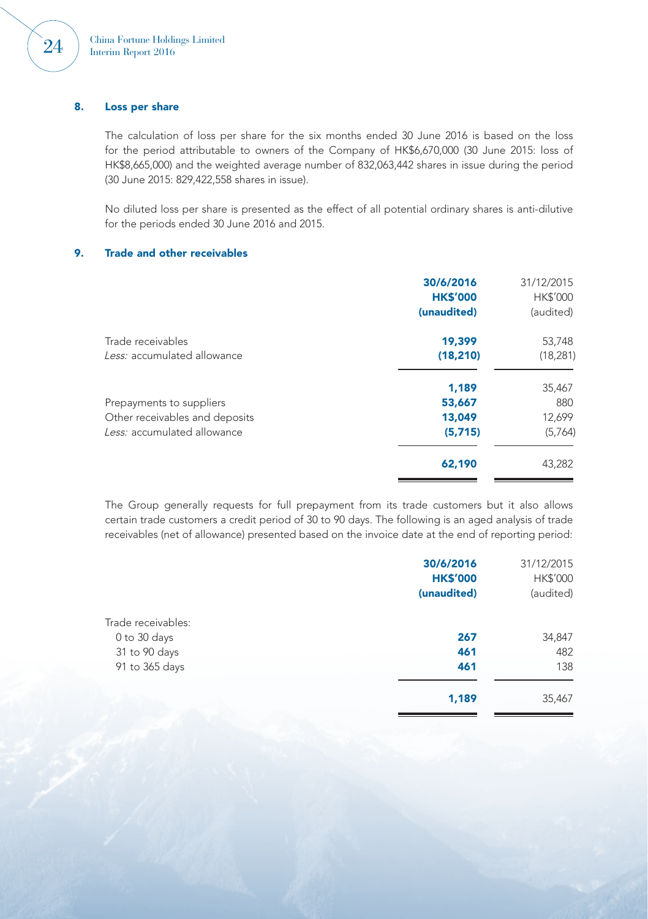## 8. Loss per share

The calculation of loss per share for the six months ended 30 June 2016 is based on the loss for the period attributable to owners of the Company of HK$6,670,000 (30 June 2015: loss of HK$8,665,000) and the weighted average number of 832,063,442 shares in issue during the period (30 June 2015: 829,422,558 shares in issue).

No diluted loss per share is presented as the effect of all potential ordinary shares is anti-dilutive for the periods ended 30 June 2016 and 2015.

## 9. Trade and other receivables

| | **30/6/2016** | 31/12/2015 |
|---|---|---|
| | **HK$'000** | HK$'000 |
| | **(unaudited)** | (audited) |
| Trade receivables | **19,399** | 53,748 |
| *Less:* accumulated allowance | **(18,210)** | (18,281) |
| | **1,189** | 35,467 |
| Prepayments to suppliers | **53,667** | 880 |
| Other receivables and deposits | **13,049** | 12,699 |
| *Less:* accumulated allowance | **(5,715)** | (5,764) |
| | **62,190** | 43,282 |

The Group generally requests for full prepayment from its trade customers but it also allows certain trade customers a credit period of 30 to 90 days. The following is an aged analysis of trade receivables (net of allowance) presented based on the invoice date at the end of reporting period:

| | **30/6/2016** | 31/12/2015 |
|---|---|---|
| | **HK$'000** | HK$'000 |
| | **(unaudited)** | (audited) |
| Trade receivables: | | |
| 0 to 30 days | **267** | 34,847 |
| 31 to 90 days | **461** | 482 |
| 91 to 365 days | **461** | 138 |
| | **1,189** | 35,467 |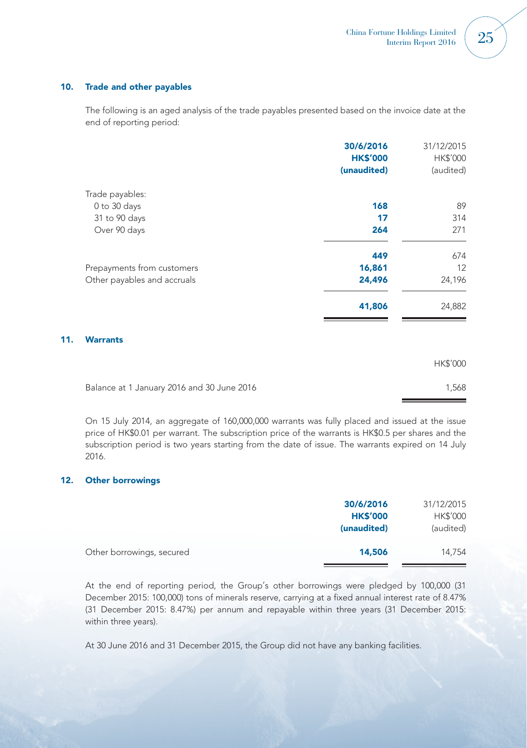## 10. Trade and other payables

The following is an aged analysis of the trade payables presented based on the invoice date at the end of reporting period:

| | **30/6/2016**<br>**HK$'000**<br>**(unaudited)** | 31/12/2015<br>HK$'000<br>(audited) |
|---|---|---|
| Trade payables: | | |
| 0 to 30 days | **168** | 89 |
| 31 to 90 days | **17** | 314 |
| Over 90 days | **264** | 271 |
| | **449** | 674 |
| Prepayments from customers | **16,861** | 12 |
| Other payables and accruals | **24,496** | 24,196 |
| | **41,806** | 24,882 |

## 11. Warrants

| | HK$'000 |
|---|---|
| Balance at 1 January 2016 and 30 June 2016 | 1,568 |

On 15 July 2014, an aggregate of 160,000,000 warrants was fully placed and issued at the issue price of HK$0.01 per warrant. The subscription price of the warrants is HK$0.5 per shares and the subscription period is two years starting from the date of issue. The warrants expired on 14 July 2016.

## 12. Other borrowings

| | **30/6/2016**<br>**HK$'000**<br>**(unaudited)** | 31/12/2015<br>HK$'000<br>(audited) |
|---|---|---|
| Other borrowings, secured | **14,506** | 14,754 |

At the end of reporting period, the Group's other borrowings were pledged by 100,000 (31 December 2015: 100,000) tons of minerals reserve, carrying at a fixed annual interest rate of 8.47% (31 December 2015: 8.47%) per annum and repayable within three years (31 December 2015: within three years).

At 30 June 2016 and 31 December 2015, the Group did not have any banking facilities.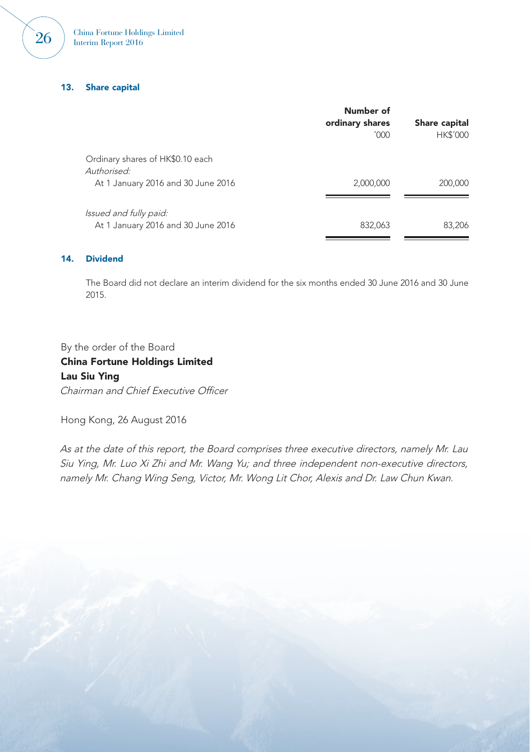## 13. Share capital

| | Number of ordinary shares '000 | Share capital HK$'000 |
|---|---|---|
| Ordinary shares of HK$0.10 each | | |
| *Authorised:* | | |
| At 1 January 2016 and 30 June 2016 | 2,000,000 | 200,000 |
| *Issued and fully paid:* | | |
| At 1 January 2016 and 30 June 2016 | 832,063 | 83,206 |

## 14. Dividend

The Board did not declare an interim dividend for the six months ended 30 June 2016 and 30 June 2015.

By the order of the Board
**China Fortune Holdings Limited**
**Lau Siu Ying**
*Chairman and Chief Executive Officer*

Hong Kong, 26 August 2016

*As at the date of this report, the Board comprises three executive directors, namely Mr. Lau Siu Ying, Mr. Luo Xi Zhi and Mr. Wang Yu; and three independent non-executive directors, namely Mr. Chang Wing Seng, Victor, Mr. Wong Lit Chor, Alexis and Dr. Law Chun Kwan.*